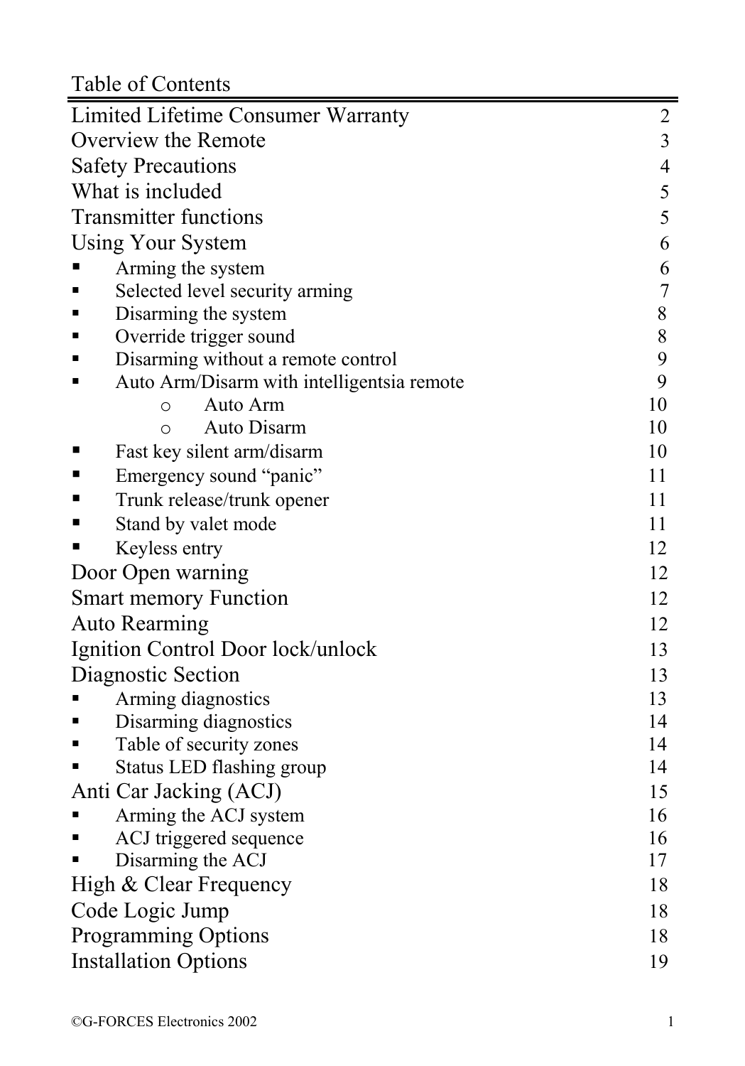# Table of Contents

| | |
|---|---|
| Limited Lifetime Consumer Warranty | 2 |
| Overview the Remote | 3 |
| Safety Precautions | 4 |
| What is included | 5 |
| Transmitter functions | 5 |
| Using Your System | 6 |
| ▪ Arming the system | 6 |
| ▪ Selected level security arming | 7 |
| ▪ Disarming the system | 8 |
| ▪ Override trigger sound | 8 |
| ▪ Disarming without a remote control | 9 |
| ▪ Auto Arm/Disarm with intelligentsia remote | 9 |
| o Auto Arm | 10 |
| o Auto Disarm | 10 |
| ▪ Fast key silent arm/disarm | 10 |
| ▪ Emergency sound "panic" | 11 |
| ▪ Trunk release/trunk opener | 11 |
| ▪ Stand by valet mode | 11 |
| ▪ Keyless entry | 12 |
| Door Open warning | 12 |
| Smart memory Function | 12 |
| Auto Rearming | 12 |
| Ignition Control Door lock/unlock | 13 |
| Diagnostic Section | 13 |
| ▪ Arming diagnostics | 13 |
| ▪ Disarming diagnostics | 14 |
| ▪ Table of security zones | 14 |
| ▪ Status LED flashing group | 14 |
| Anti Car Jacking (ACJ) | 15 |
| ▪ Arming the ACJ system | 16 |
| ▪ ACJ triggered sequence | 16 |
| ▪ Disarming the ACJ | 17 |
| High & Clear Frequency | 18 |
| Code Logic Jump | 18 |
| Programming Options | 18 |
| Installation Options | 19 |

©G-FORCES Electronics 2002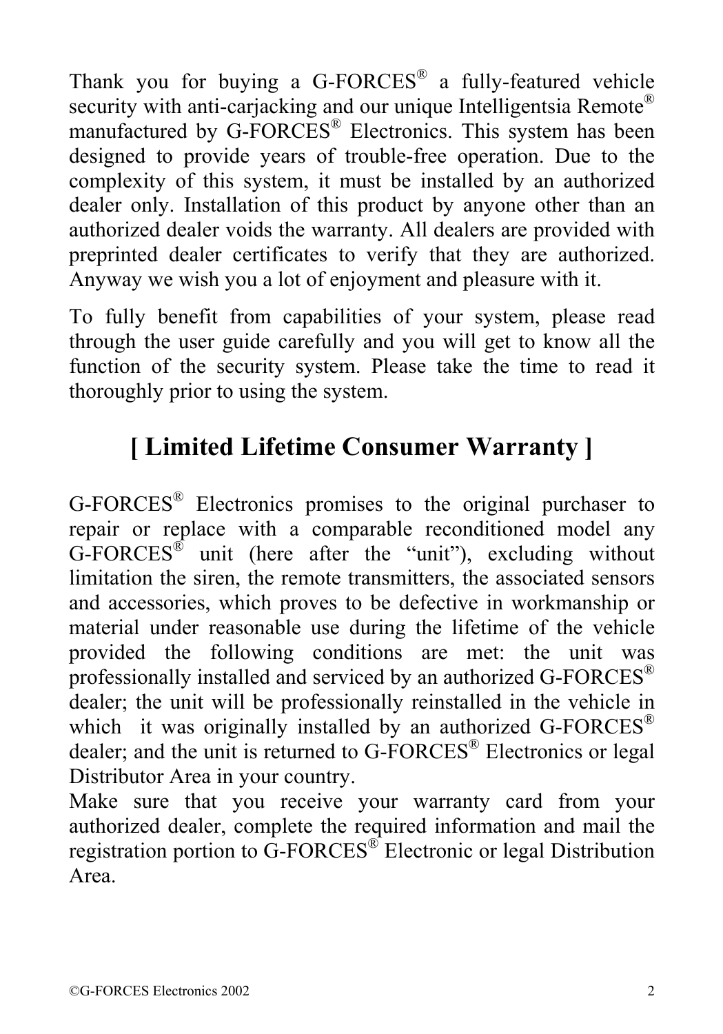Thank you for buying a G-FORCES® a fully-featured vehicle security with anti-carjacking and our unique Intelligentsia Remote® manufactured by G-FORCES® Electronics. This system has been designed to provide years of trouble-free operation. Due to the complexity of this system, it must be installed by an authorized dealer only. Installation of this product by anyone other than an authorized dealer voids the warranty. All dealers are provided with preprinted dealer certificates to verify that they are authorized. Anyway we wish you a lot of enjoyment and pleasure with it.

To fully benefit from capabilities of your system, please read through the user guide carefully and you will get to know all the function of the security system. Please take the time to read it thoroughly prior to using the system.

## [ Limited Lifetime Consumer Warranty ]

G-FORCES® Electronics promises to the original purchaser to repair or replace with a comparable reconditioned model any G-FORCES® unit (here after the "unit"), excluding without limitation the siren, the remote transmitters, the associated sensors and accessories, which proves to be defective in workmanship or material under reasonable use during the lifetime of the vehicle provided the following conditions are met: the unit was professionally installed and serviced by an authorized G-FORCES® dealer; the unit will be professionally reinstalled in the vehicle in which it was originally installed by an authorized G-FORCES® dealer; and the unit is returned to G-FORCES® Electronics or legal Distributor Area in your country.

Make sure that you receive your warranty card from your authorized dealer, complete the required information and mail the registration portion to G-FORCES® Electronic or legal Distribution Area.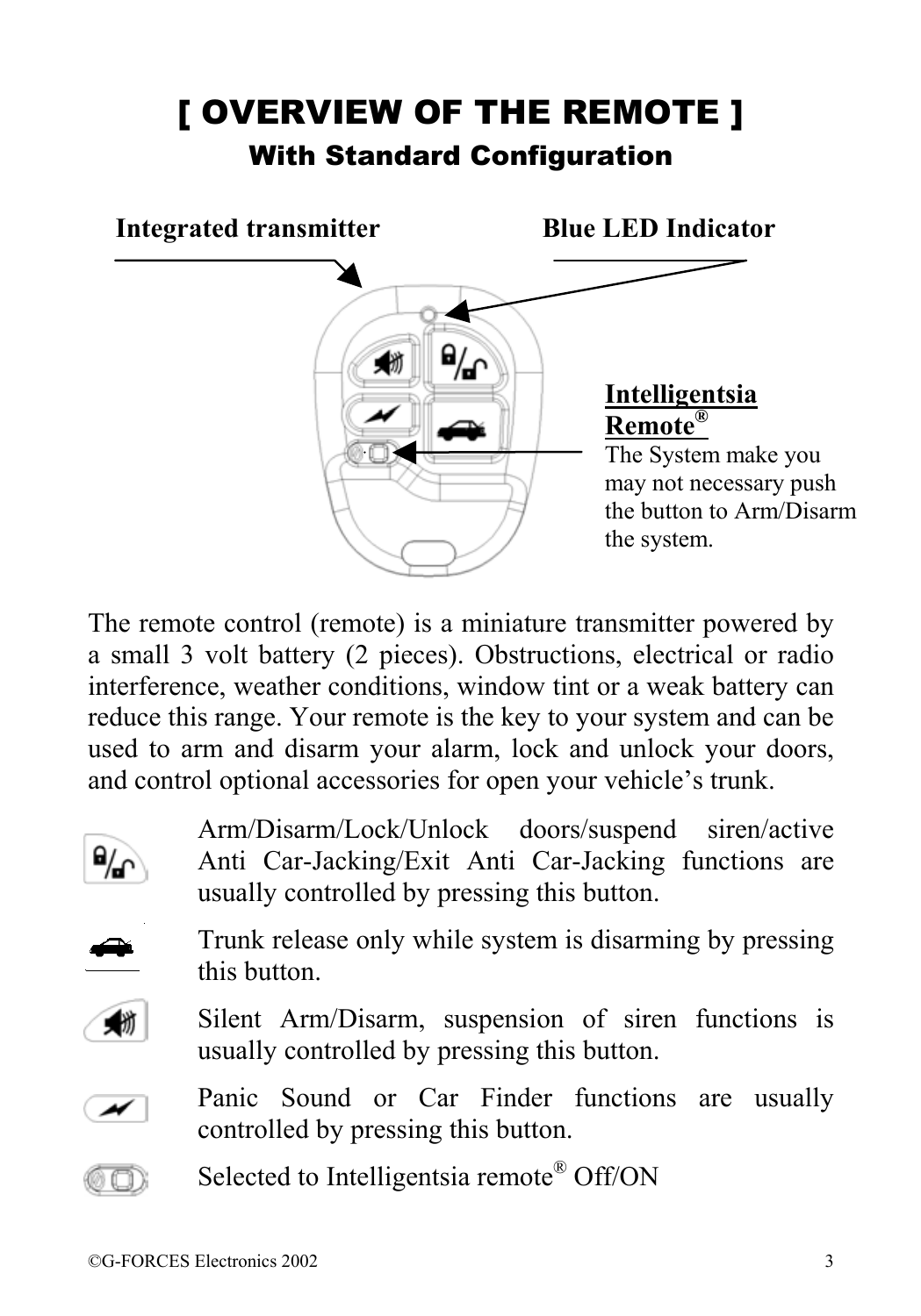# [ OVERVIEW OF THE REMOTE ]

## With Standard Configuration

**Integrated transmitter**

**Blue LED Indicator**

**Intelligentsia Remote®**
The System make you may not necessary push the button to Arm/Disarm the system.

The remote control (remote) is a miniature transmitter powered by a small 3 volt battery (2 pieces). Obstructions, electrical or radio interference, weather conditions, window tint or a weak battery can reduce this range. Your remote is the key to your system and can be used to arm and disarm your alarm, lock and unlock your doors, and control optional accessories for open your vehicle's trunk.

Arm/Disarm/Lock/Unlock doors/suspend siren/active Anti Car-Jacking/Exit Anti Car-Jacking functions are usually controlled by pressing this button.

Trunk release only while system is disarming by pressing this button.

Silent Arm/Disarm, suspension of siren functions is usually controlled by pressing this button.

Panic Sound or Car Finder functions are usually controlled by pressing this button.

Selected to Intelligentsia remote® Off/ON

©G-FORCES Electronics 2002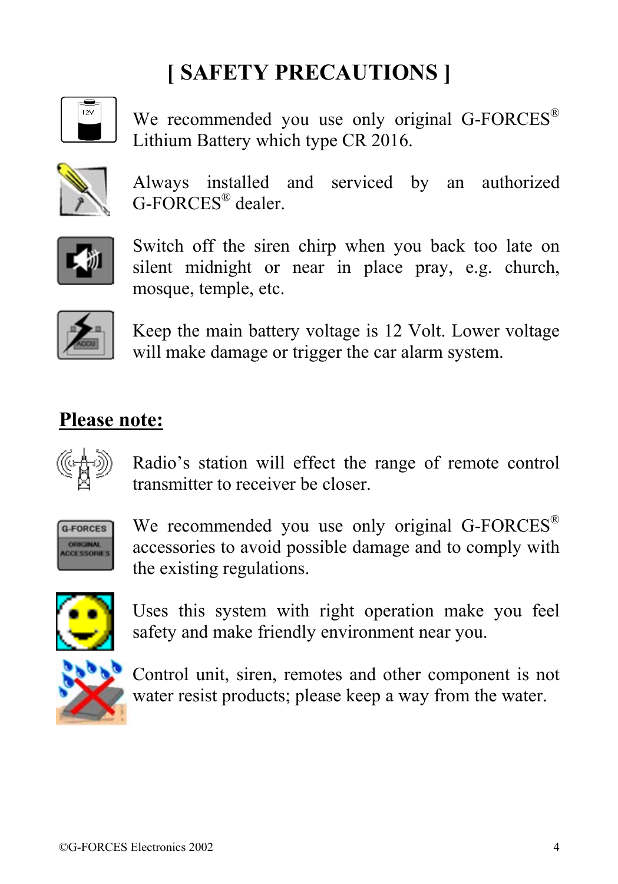# [ SAFETY PRECAUTIONS ]

We recommended you use only original G-FORCES® Lithium Battery which type CR 2016.

Always installed and serviced by an authorized G-FORCES® dealer.

Switch off the siren chirp when you back too late on silent midnight or near in place pray, e.g. church, mosque, temple, etc.

Keep the main battery voltage is 12 Volt. Lower voltage will make damage or trigger the car alarm system.

## Please note:

Radio's station will effect the range of remote control transmitter to receiver be closer.

We recommended you use only original G-FORCES® accessories to avoid possible damage and to comply with the existing regulations.

Uses this system with right operation make you feel safety and make friendly environment near you.

Control unit, siren, remotes and other component is not water resist products; please keep a way from the water.

©G-FORCES Electronics 2002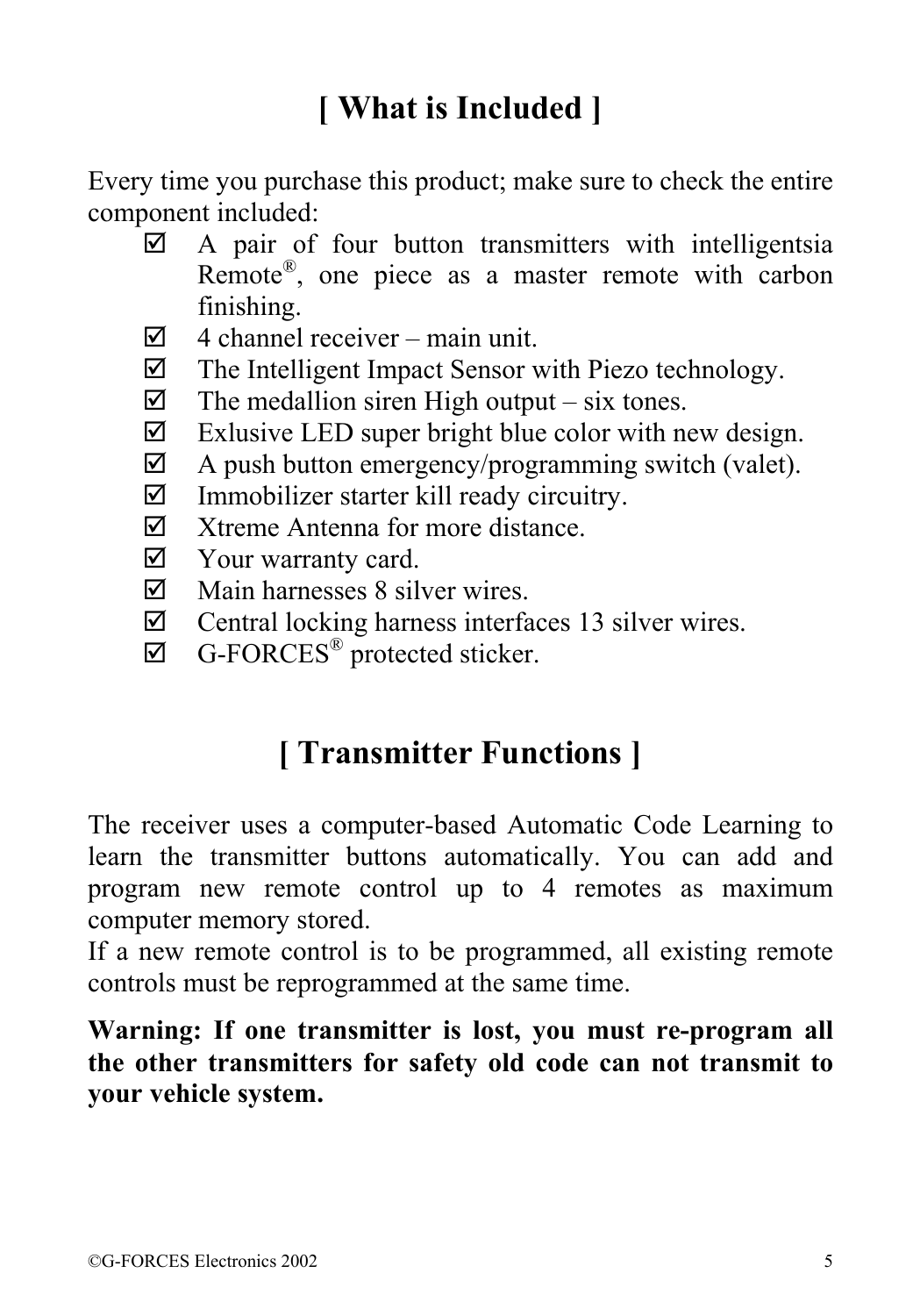# [ What is Included ]

Every time you purchase this product; make sure to check the entire component included:

- ☑ A pair of four button transmitters with intelligentsia Remote®, one piece as a master remote with carbon finishing.
- ☑ 4 channel receiver – main unit.
- ☑ The Intelligent Impact Sensor with Piezo technology.
- ☑ The medallion siren High output – six tones.
- ☑ Exlusive LED super bright blue color with new design.
- ☑ A push button emergency/programming switch (valet).
- ☑ Immobilizer starter kill ready circuitry.
- ☑ Xtreme Antenna for more distance.
- ☑ Your warranty card.
- ☑ Main harnesses 8 silver wires.
- ☑ Central locking harness interfaces 13 silver wires.
- ☑ G-FORCES® protected sticker.

# [ Transmitter Functions ]

The receiver uses a computer-based Automatic Code Learning to learn the transmitter buttons automatically. You can add and program new remote control up to 4 remotes as maximum computer memory stored.

If a new remote control is to be programmed, all existing remote controls must be reprogrammed at the same time.

**Warning: If one transmitter is lost, you must re-program all the other transmitters for safety old code can not transmit to your vehicle system.**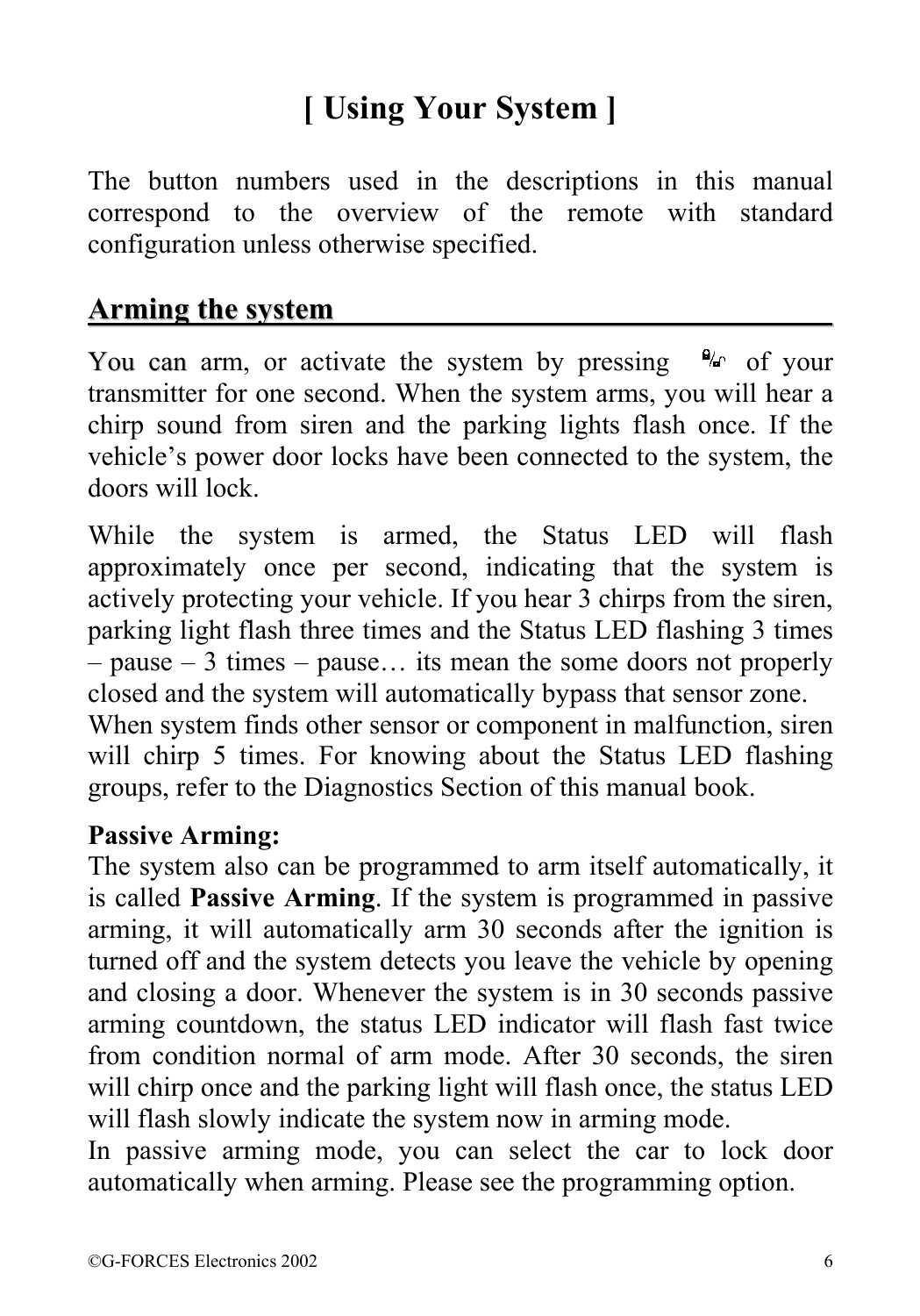# [ Using Your System ]

The button numbers used in the descriptions in this manual correspond to the overview of the remote with standard configuration unless otherwise specified.

## Arming the system

You can arm, or activate the system by pressing 🔒/🔓 of your transmitter for one second. When the system arms, you will hear a chirp sound from siren and the parking lights flash once. If the vehicle's power door locks have been connected to the system, the doors will lock.

While the system is armed, the Status LED will flash approximately once per second, indicating that the system is actively protecting your vehicle. If you hear 3 chirps from the siren, parking light flash three times and the Status LED flashing 3 times – pause – 3 times – pause… its mean the some doors not properly closed and the system will automatically bypass that sensor zone. When system finds other sensor or component in malfunction, siren will chirp 5 times. For knowing about the Status LED flashing groups, refer to the Diagnostics Section of this manual book.

**Passive Arming:**
The system also can be programmed to arm itself automatically, it is called **Passive Arming**. If the system is programmed in passive arming, it will automatically arm 30 seconds after the ignition is turned off and the system detects you leave the vehicle by opening and closing a door. Whenever the system is in 30 seconds passive arming countdown, the status LED indicator will flash fast twice from condition normal of arm mode. After 30 seconds, the siren will chirp once and the parking light will flash once, the status LED will flash slowly indicate the system now in arming mode.
In passive arming mode, you can select the car to lock door automatically when arming. Please see the programming option.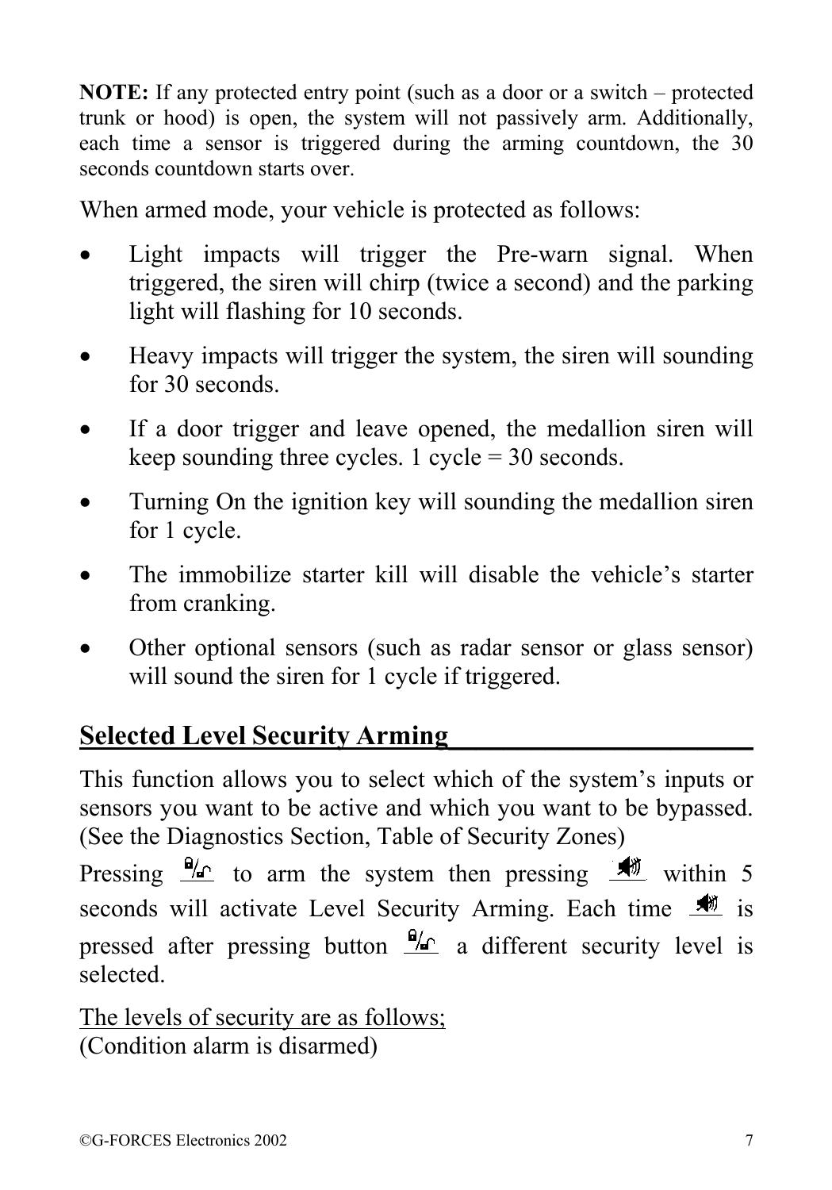**NOTE:** If any protected entry point (such as a door or a switch – protected trunk or hood) is open, the system will not passively arm. Additionally, each time a sensor is triggered during the arming countdown, the 30 seconds countdown starts over.

When armed mode, your vehicle is protected as follows:

- Light impacts will trigger the Pre-warn signal. When triggered, the siren will chirp (twice a second) and the parking light will flashing for 10 seconds.
- Heavy impacts will trigger the system, the siren will sounding for 30 seconds.
- If a door trigger and leave opened, the medallion siren will keep sounding three cycles. 1 cycle = 30 seconds.
- Turning On the ignition key will sounding the medallion siren for 1 cycle.
- The immobilize starter kill will disable the vehicle's starter from cranking.
- Other optional sensors (such as radar sensor or glass sensor) will sound the siren for 1 cycle if triggered.

## Selected Level Security Arming

This function allows you to select which of the system's inputs or sensors you want to be active and which you want to be bypassed. (See the Diagnostics Section, Table of Security Zones)

Pressing (lock/unlock button) to arm the system then pressing (siren button) within 5 seconds will activate Level Security Arming. Each time (siren button) is pressed after pressing button (lock/unlock button) a different security level is selected.

The levels of security are as follows;
(Condition alarm is disarmed)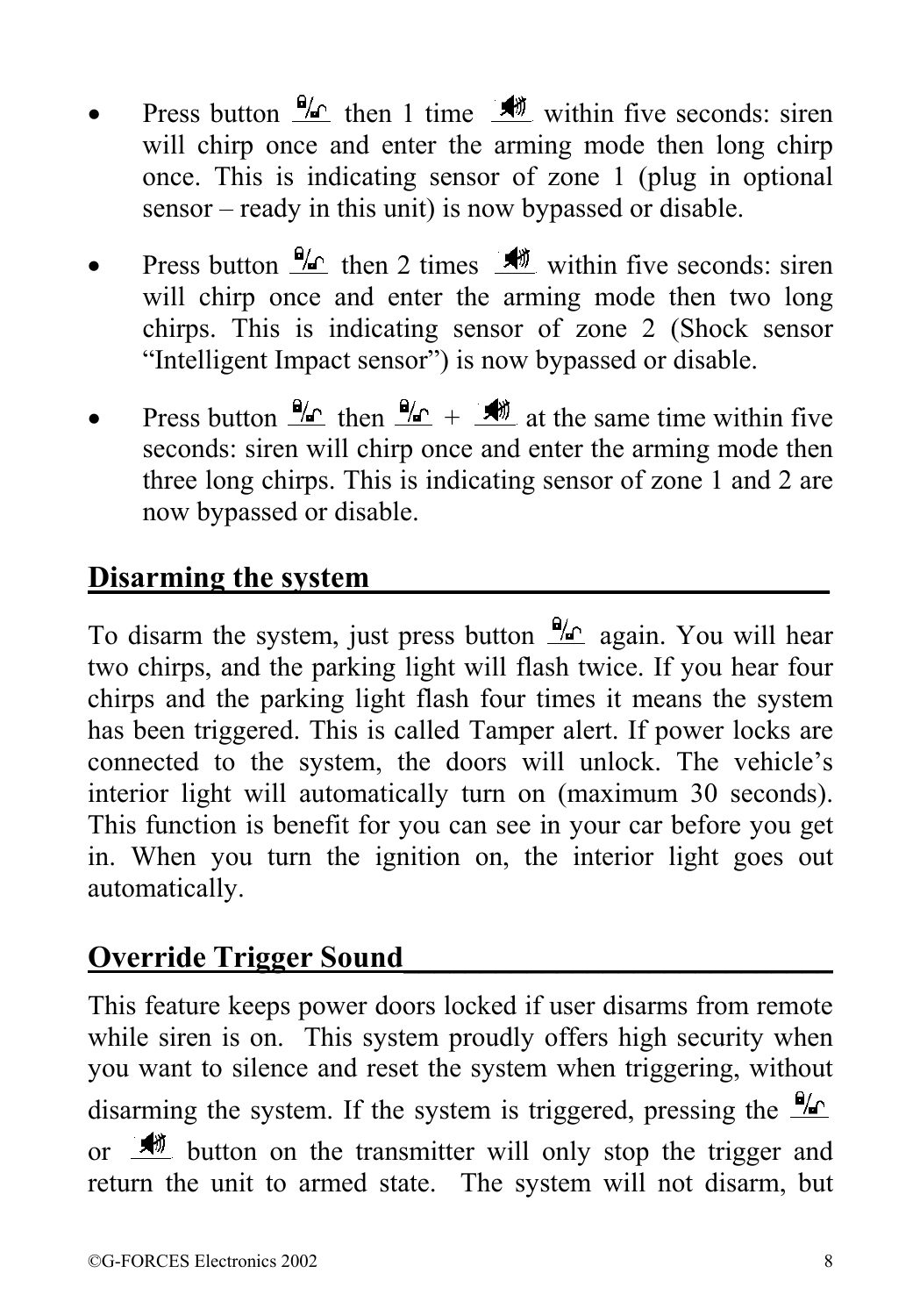- Press button  then 1 time  within five seconds: siren will chirp once and enter the arming mode then long chirp once. This is indicating sensor of zone 1 (plug in optional sensor – ready in this unit) is now bypassed or disable.
- Press button  then 2 times  within five seconds: siren will chirp once and enter the arming mode then two long chirps. This is indicating sensor of zone 2 (Shock sensor "Intelligent Impact sensor") is now bypassed or disable.
- Press button  then  +  at the same time within five seconds: siren will chirp once and enter the arming mode then three long chirps. This is indicating sensor of zone 1 and 2 are now bypassed or disable.

## Disarming the system

To disarm the system, just press button  again. You will hear two chirps, and the parking light will flash twice. If you hear four chirps and the parking light flash four times it means the system has been triggered. This is called Tamper alert. If power locks are connected to the system, the doors will unlock. The vehicle's interior light will automatically turn on (maximum 30 seconds). This function is benefit for you can see in your car before you get in. When you turn the ignition on, the interior light goes out automatically.

## Override Trigger Sound

This feature keeps power doors locked if user disarms from remote while siren is on. This system proudly offers high security when you want to silence and reset the system when triggering, without disarming the system. If the system is triggered, pressing the  or  button on the transmitter will only stop the trigger and return the unit to armed state. The system will not disarm, but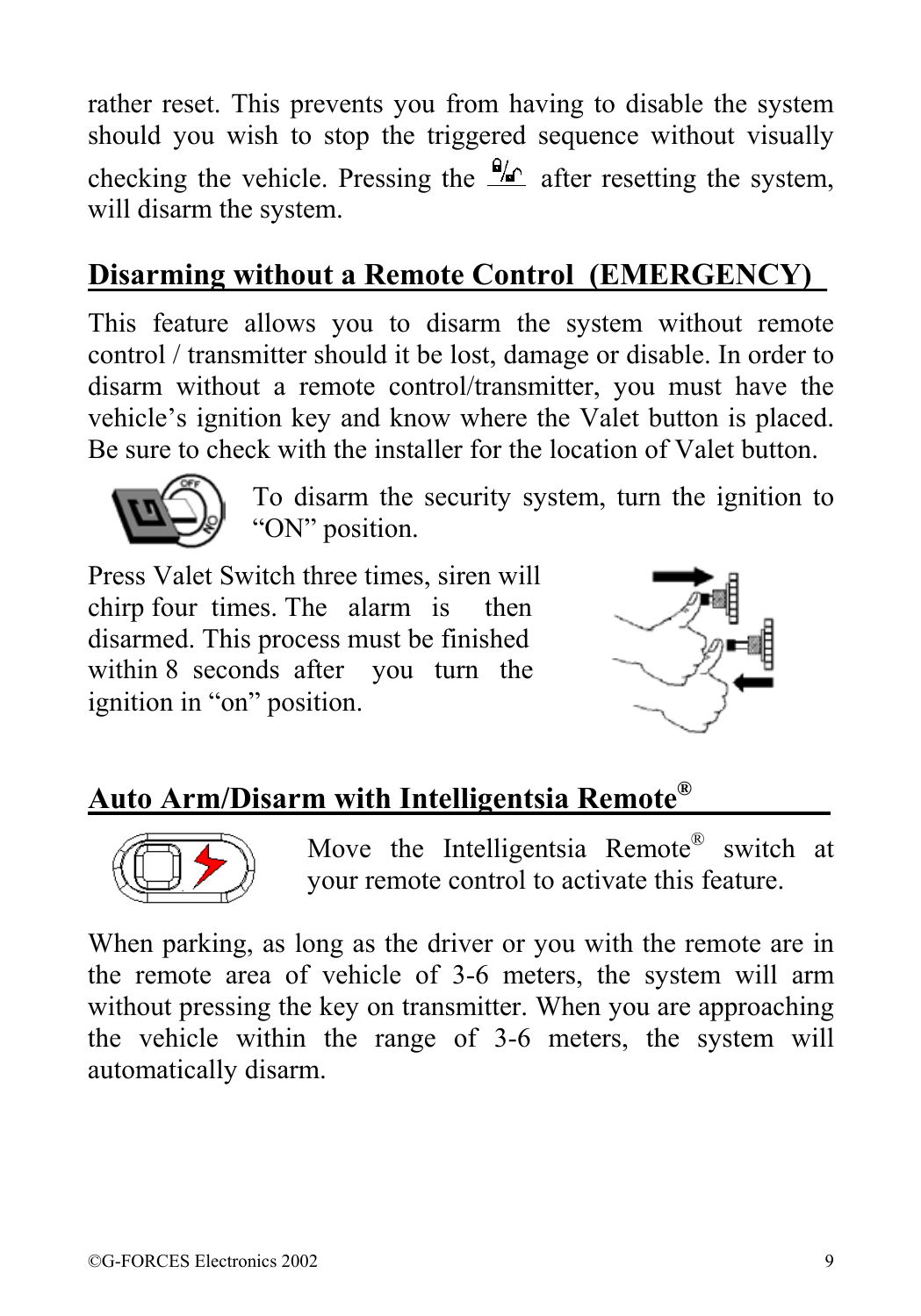rather reset. This prevents you from having to disable the system should you wish to stop the triggered sequence without visually checking the vehicle. Pressing the after resetting the system, will disarm the system.

## Disarming without a Remote Control (EMERGENCY)

This feature allows you to disarm the system without remote control / transmitter should it be lost, damage or disable. In order to disarm without a remote control/transmitter, you must have the vehicle's ignition key and know where the Valet button is placed. Be sure to check with the installer for the location of Valet button.

To disarm the security system, turn the ignition to "ON" position.

Press Valet Switch three times, siren will chirp four times. The alarm is then disarmed. This process must be finished within 8 seconds after you turn the ignition in "on" position.

## Auto Arm/Disarm with Intelligentsia Remote®

Move the Intelligentsia Remote® switch at your remote control to activate this feature.

When parking, as long as the driver or you with the remote are in the remote area of vehicle of 3-6 meters, the system will arm without pressing the key on transmitter. When you are approaching the vehicle within the range of 3-6 meters, the system will automatically disarm.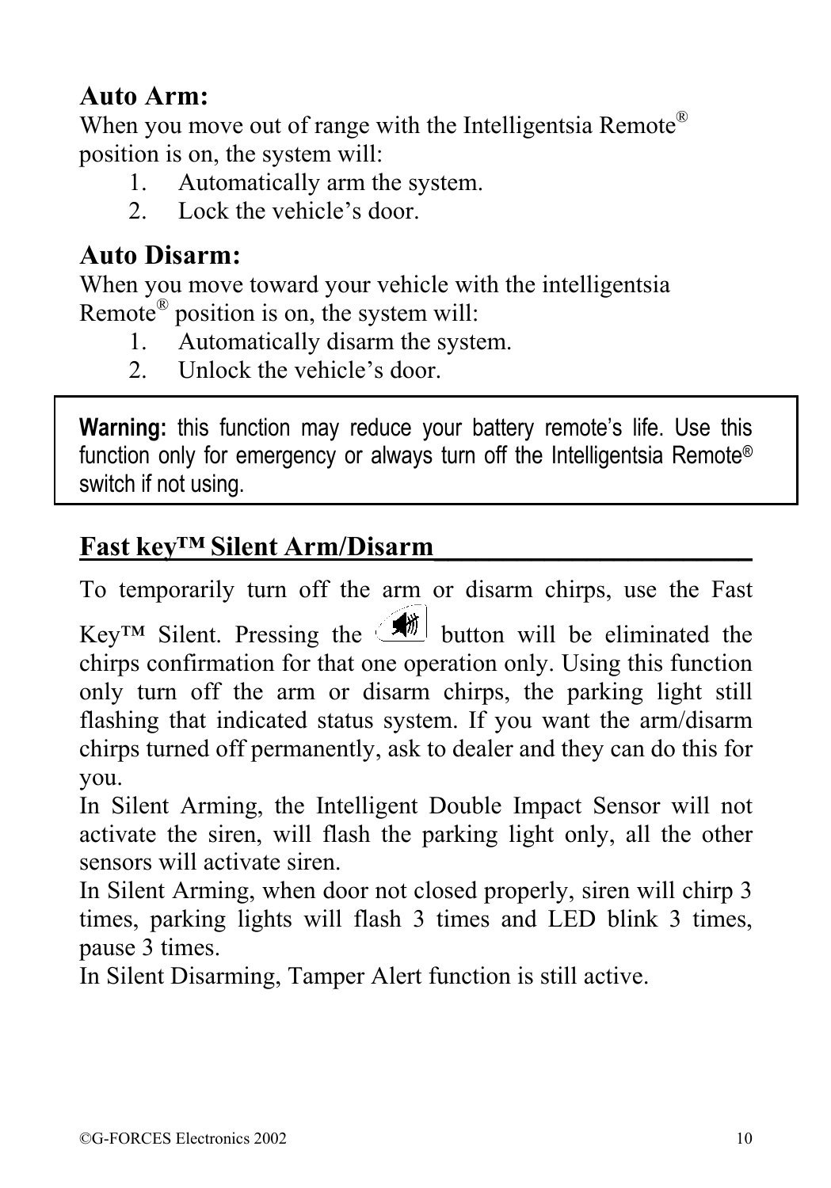## Auto Arm:

When you move out of range with the Intelligentsia Remote® position is on, the system will:

1. Automatically arm the system.
2. Lock the vehicle's door.

## Auto Disarm:

When you move toward your vehicle with the intelligentsia Remote® position is on, the system will:

1. Automatically disarm the system.
2. Unlock the vehicle's door.

> **Warning:** this function may reduce your battery remote's life. Use this function only for emergency or always turn off the Intelligentsia Remote® switch if not using.

## Fast key™ Silent Arm/Disarm

To temporarily turn off the arm or disarm chirps, use the Fast Key™ Silent. Pressing the button will be eliminated the chirps confirmation for that one operation only. Using this function only turn off the arm or disarm chirps, the parking light still flashing that indicated status system. If you want the arm/disarm chirps turned off permanently, ask to dealer and they can do this for you.

In Silent Arming, the Intelligent Double Impact Sensor will not activate the siren, will flash the parking light only, all the other sensors will activate siren.

In Silent Arming, when door not closed properly, siren will chirp 3 times, parking lights will flash 3 times and LED blink 3 times, pause 3 times.

In Silent Disarming, Tamper Alert function is still active.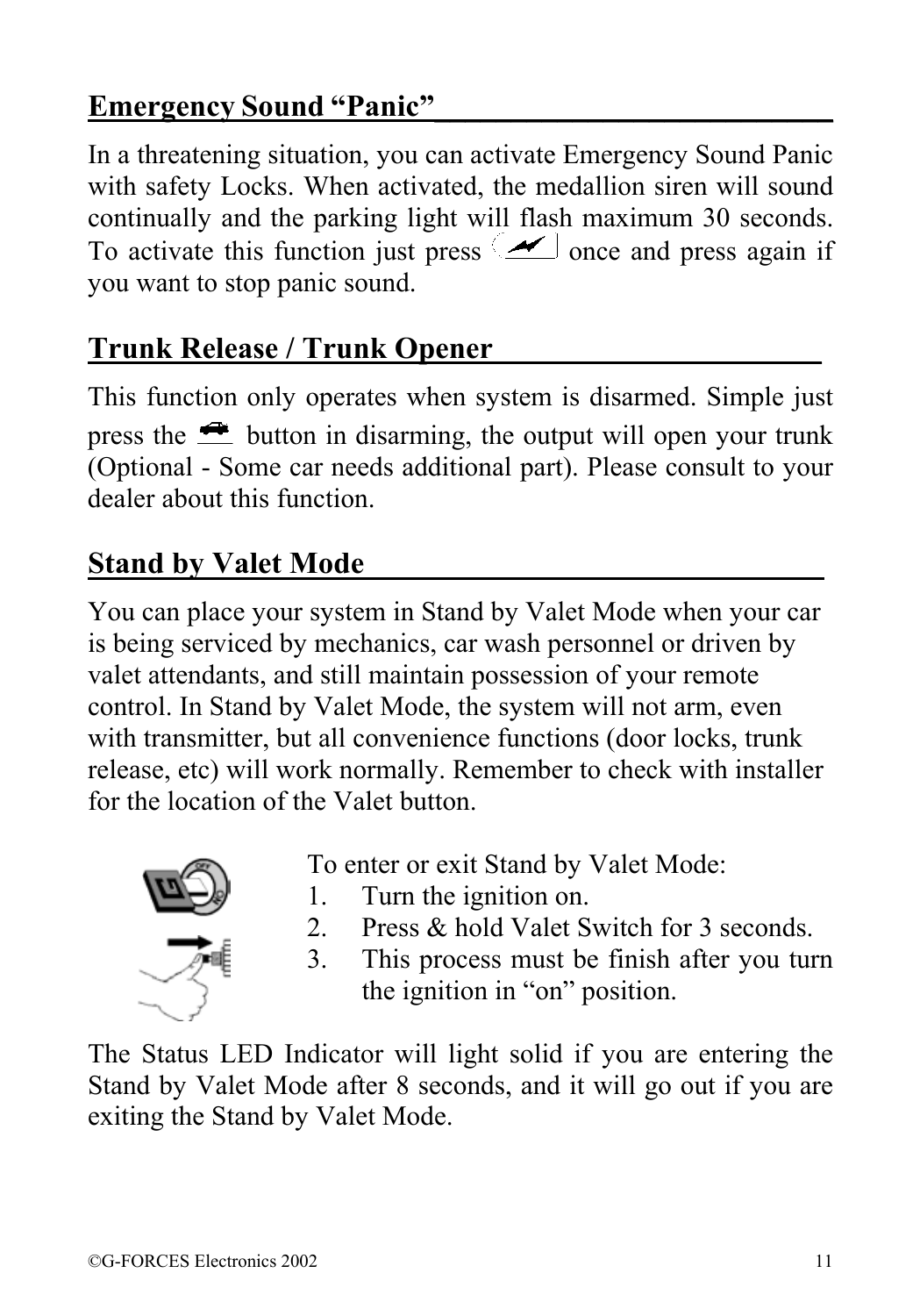## Emergency Sound "Panic"

In a threatening situation, you can activate Emergency Sound Panic with safety Locks. When activated, the medallion siren will sound continually and the parking light will flash maximum 30 seconds. To activate this function just press once and press again if you want to stop panic sound.

## Trunk Release / Trunk Opener

This function only operates when system is disarmed. Simple just press the button in disarming, the output will open your trunk (Optional - Some car needs additional part). Please consult to your dealer about this function.

## Stand by Valet Mode

You can place your system in Stand by Valet Mode when your car is being serviced by mechanics, car wash personnel or driven by valet attendants, and still maintain possession of your remote control. In Stand by Valet Mode, the system will not arm, even with transmitter, but all convenience functions (door locks, trunk release, etc) will work normally. Remember to check with installer for the location of the Valet button.

To enter or exit Stand by Valet Mode:

1. Turn the ignition on.
2. Press & hold Valet Switch for 3 seconds.
3. This process must be finish after you turn the ignition in "on" position.

The Status LED Indicator will light solid if you are entering the Stand by Valet Mode after 8 seconds, and it will go out if you are exiting the Stand by Valet Mode.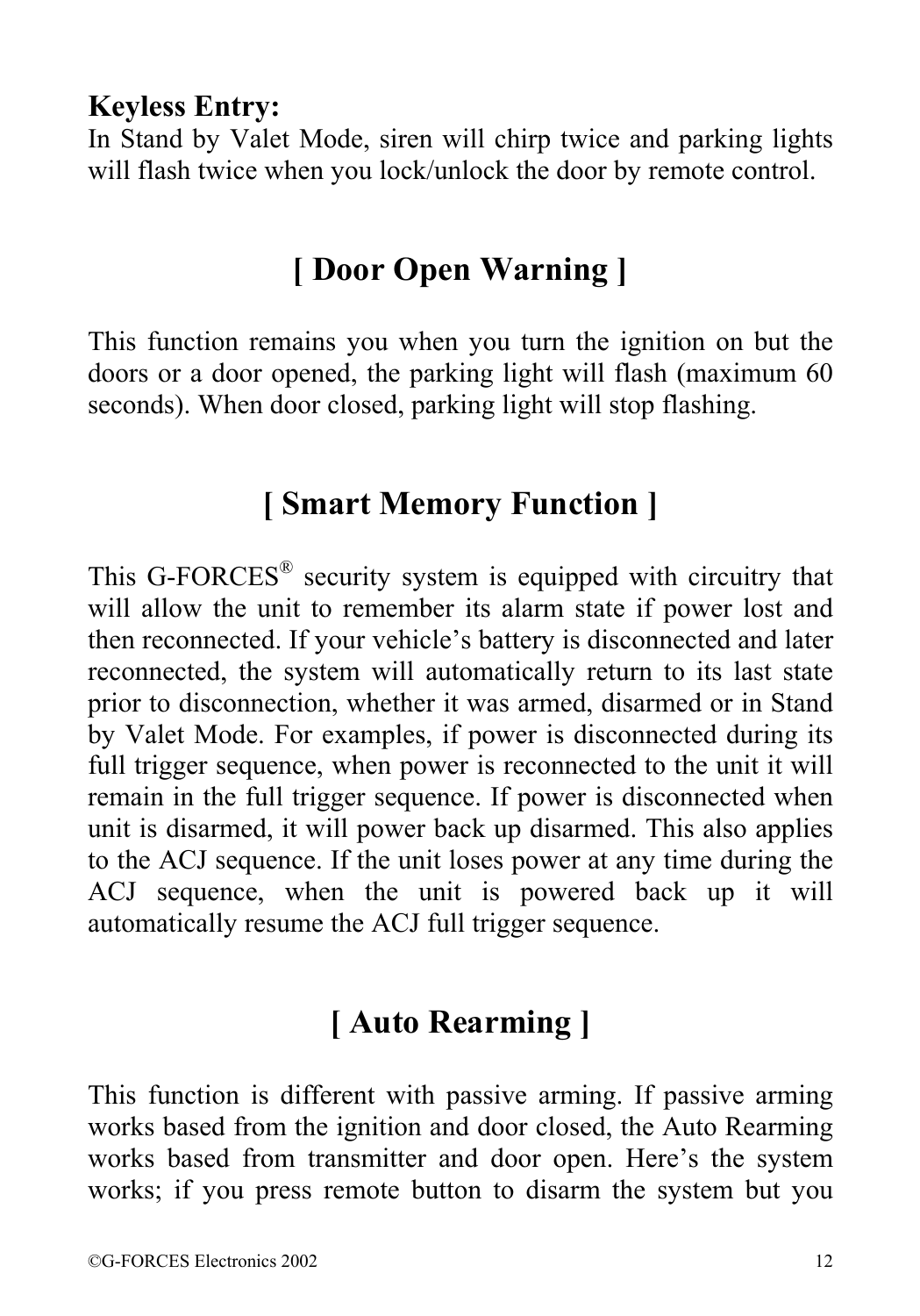**Keyless Entry:**
In Stand by Valet Mode, siren will chirp twice and parking lights will flash twice when you lock/unlock the door by remote control.

## [ Door Open Warning ]

This function remains you when you turn the ignition on but the doors or a door opened, the parking light will flash (maximum 60 seconds). When door closed, parking light will stop flashing.

## [ Smart Memory Function ]

This G-FORCES® security system is equipped with circuitry that will allow the unit to remember its alarm state if power lost and then reconnected. If your vehicle's battery is disconnected and later reconnected, the system will automatically return to its last state prior to disconnection, whether it was armed, disarmed or in Stand by Valet Mode. For examples, if power is disconnected during its full trigger sequence, when power is reconnected to the unit it will remain in the full trigger sequence. If power is disconnected when unit is disarmed, it will power back up disarmed. This also applies to the ACJ sequence. If the unit loses power at any time during the ACJ sequence, when the unit is powered back up it will automatically resume the ACJ full trigger sequence.

## [ Auto Rearming ]

This function is different with passive arming. If passive arming works based from the ignition and door closed, the Auto Rearming works based from transmitter and door open. Here's the system works; if you press remote button to disarm the system but you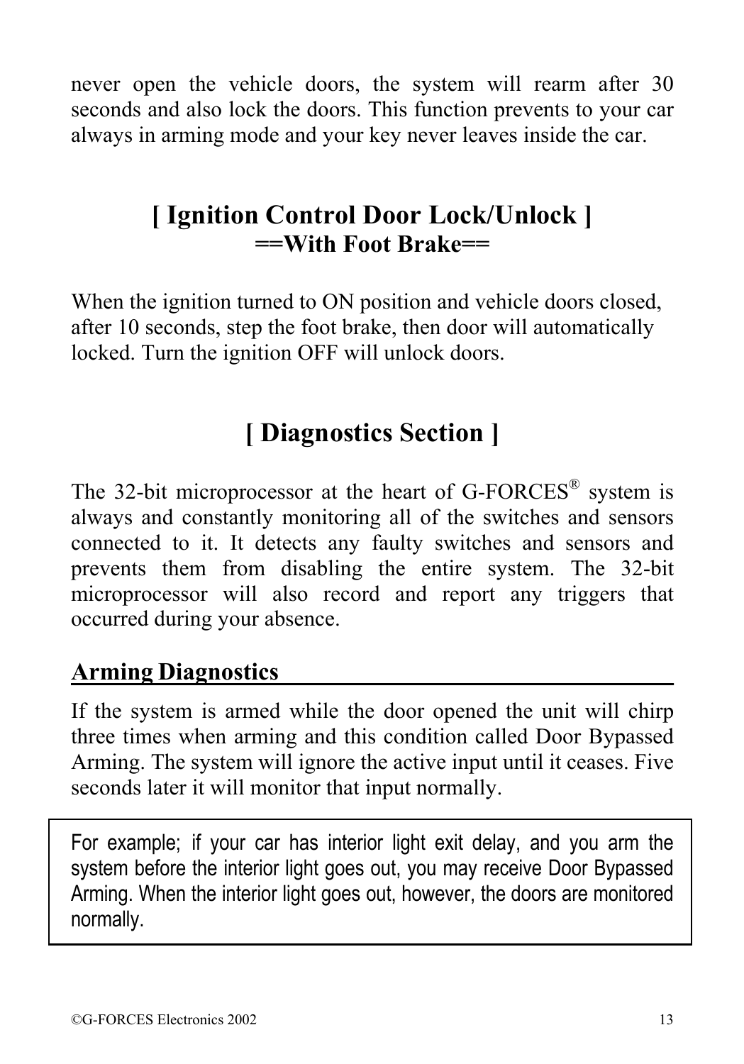never open the vehicle doors, the system will rearm after 30 seconds and also lock the doors. This function prevents to your car always in arming mode and your key never leaves inside the car.

## [ Ignition Control Door Lock/Unlock ]

**==With Foot Brake==**

When the ignition turned to ON position and vehicle doors closed, after 10 seconds, step the foot brake, then door will automatically locked. Turn the ignition OFF will unlock doors.

## [ Diagnostics Section ]

The 32-bit microprocessor at the heart of G-FORCES® system is always and constantly monitoring all of the switches and sensors connected to it. It detects any faulty switches and sensors and prevents them from disabling the entire system. The 32-bit microprocessor will also record and report any triggers that occurred during your absence.

### Arming Diagnostics

If the system is armed while the door opened the unit will chirp three times when arming and this condition called Door Bypassed Arming. The system will ignore the active input until it ceases. Five seconds later it will monitor that input normally.

> For example; if your car has interior light exit delay, and you arm the system before the interior light goes out, you may receive Door Bypassed Arming. When the interior light goes out, however, the doors are monitored normally.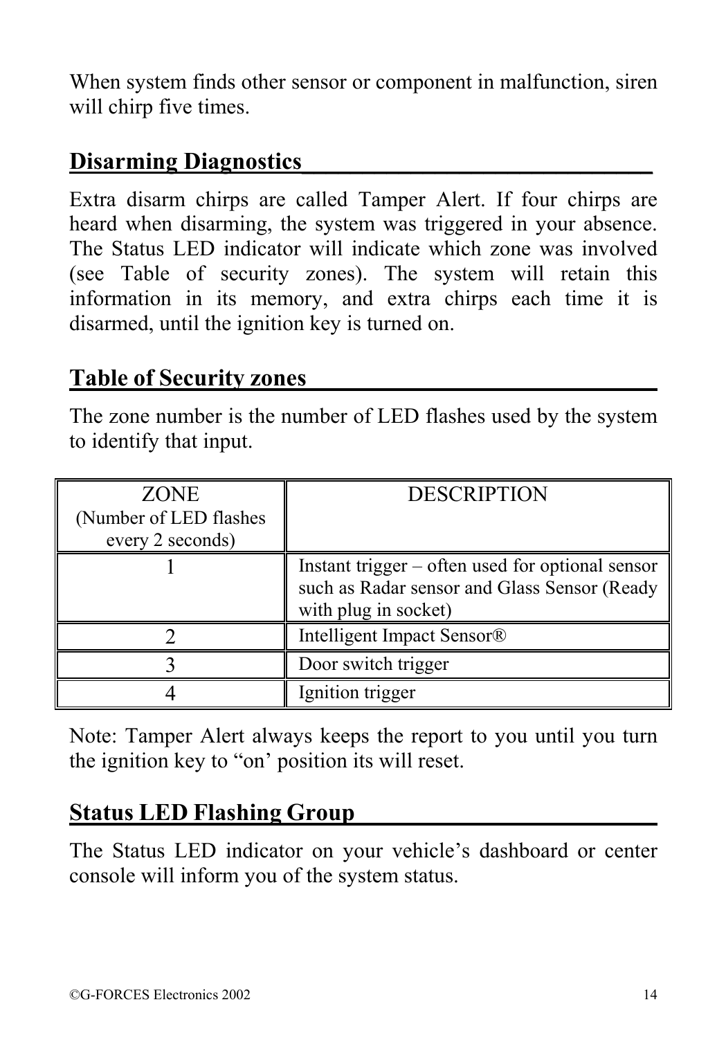When system finds other sensor or component in malfunction, siren will chirp five times.

## Disarming Diagnostics

Extra disarm chirps are called Tamper Alert. If four chirps are heard when disarming, the system was triggered in your absence. The Status LED indicator will indicate which zone was involved (see Table of security zones). The system will retain this information in its memory, and extra chirps each time it is disarmed, until the ignition key is turned on.

## Table of Security zones

The zone number is the number of LED flashes used by the system to identify that input.

| ZONE (Number of LED flashes every 2 seconds) | DESCRIPTION |
|---|---|
| 1 | Instant trigger – often used for optional sensor such as Radar sensor and Glass Sensor (Ready with plug in socket) |
| 2 | Intelligent Impact Sensor® |
| 3 | Door switch trigger |
| 4 | Ignition trigger |

Note: Tamper Alert always keeps the report to you until you turn the ignition key to "on' position its will reset.

## Status LED Flashing Group

The Status LED indicator on your vehicle's dashboard or center console will inform you of the system status.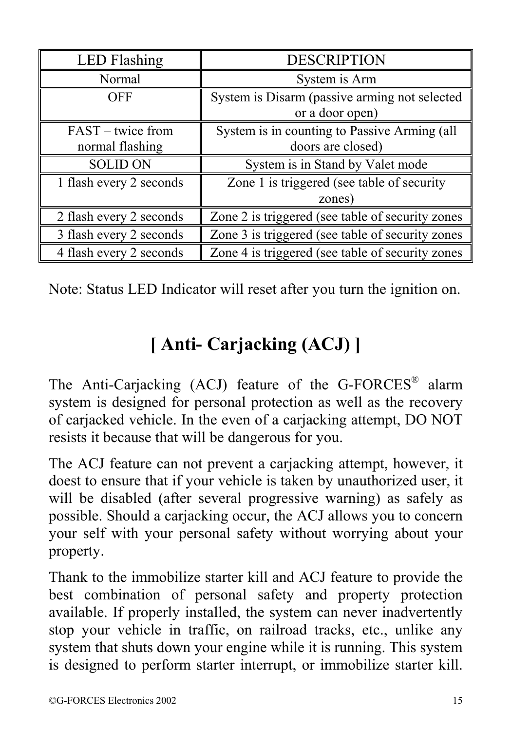| LED Flashing | DESCRIPTION |
|---|---|
| Normal | System is Arm |
| OFF | System is Disarm (passive arming not selected or a door open) |
| FAST – twice from normal flashing | System is in counting to Passive Arming (all doors are closed) |
| SOLID ON | System is in Stand by Valet mode |
| 1 flash every 2 seconds | Zone 1 is triggered (see table of security zones) |
| 2 flash every 2 seconds | Zone 2 is triggered (see table of security zones |
| 3 flash every 2 seconds | Zone 3 is triggered (see table of security zones |
| 4 flash every 2 seconds | Zone 4 is triggered (see table of security zones |

Note: Status LED Indicator will reset after you turn the ignition on.

# [ Anti- Carjacking (ACJ) ]

The Anti-Carjacking (ACJ) feature of the G-FORCES® alarm system is designed for personal protection as well as the recovery of carjacked vehicle. In the even of a carjacking attempt, DO NOT resists it because that will be dangerous for you.

The ACJ feature can not prevent a carjacking attempt, however, it doest to ensure that if your vehicle is taken by unauthorized user, it will be disabled (after several progressive warning) as safely as possible. Should a carjacking occur, the ACJ allows you to concern your self with your personal safety without worrying about your property.

Thank to the immobilize starter kill and ACJ feature to provide the best combination of personal safety and property protection available. If properly installed, the system can never inadvertently stop your vehicle in traffic, on railroad tracks, etc., unlike any system that shuts down your engine while it is running. This system is designed to perform starter interrupt, or immobilize starter kill.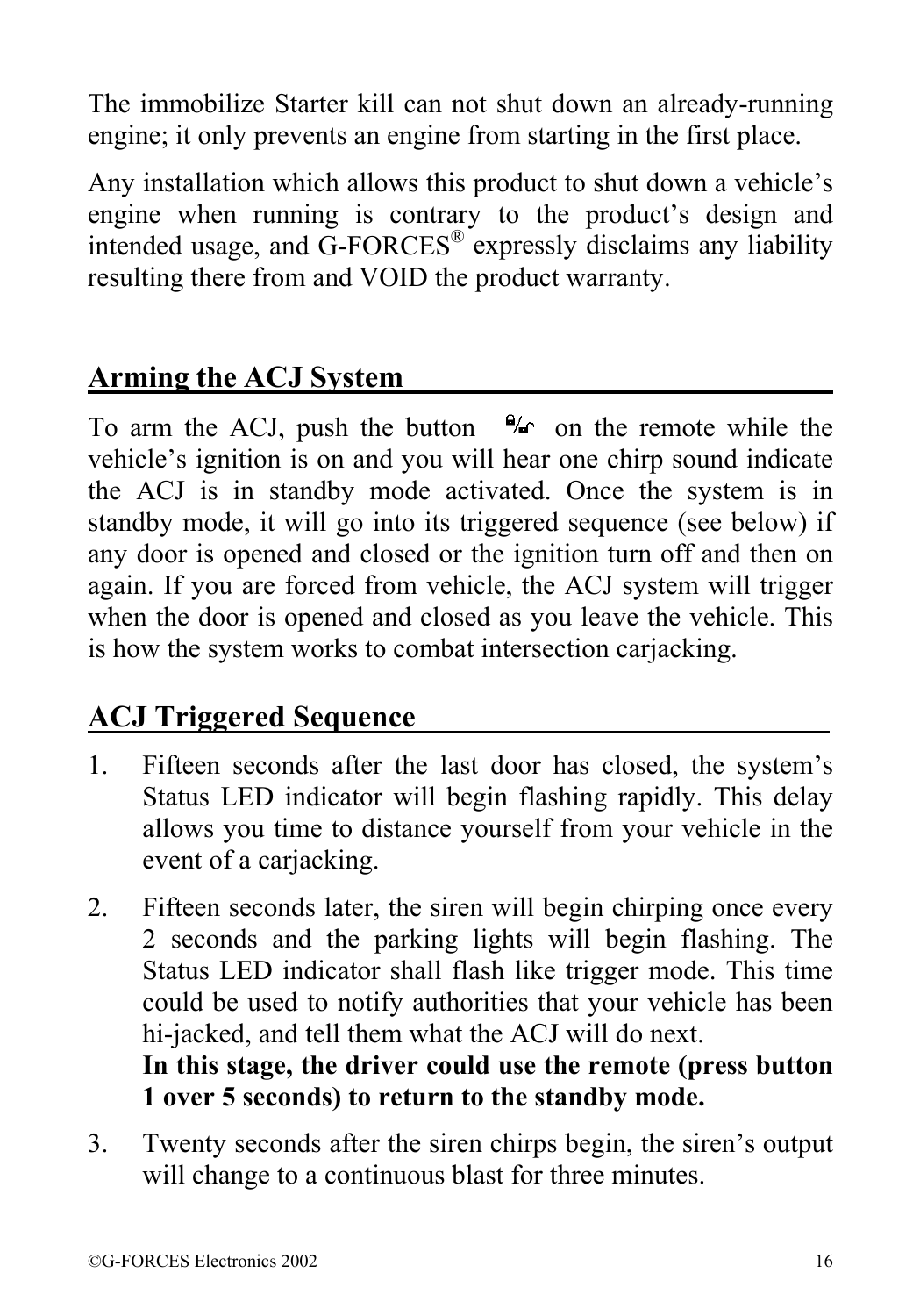The immobilize Starter kill can not shut down an already-running engine; it only prevents an engine from starting in the first place.

Any installation which allows this product to shut down a vehicle's engine when running is contrary to the product's design and intended usage, and G-FORCES® expressly disclaims any liability resulting there from and VOID the product warranty.

## Arming the ACJ System

To arm the ACJ, push the button on the remote while the vehicle's ignition is on and you will hear one chirp sound indicate the ACJ is in standby mode activated. Once the system is in standby mode, it will go into its triggered sequence (see below) if any door is opened and closed or the ignition turn off and then on again. If you are forced from vehicle, the ACJ system will trigger when the door is opened and closed as you leave the vehicle. This is how the system works to combat intersection carjacking.

## ACJ Triggered Sequence

1. Fifteen seconds after the last door has closed, the system's Status LED indicator will begin flashing rapidly. This delay allows you time to distance yourself from your vehicle in the event of a carjacking.
2. Fifteen seconds later, the siren will begin chirping once every 2 seconds and the parking lights will begin flashing. The Status LED indicator shall flash like trigger mode. This time could be used to notify authorities that your vehicle has been hi-jacked, and tell them what the ACJ will do next.
   **In this stage, the driver could use the remote (press button 1 over 5 seconds) to return to the standby mode.**
3. Twenty seconds after the siren chirps begin, the siren's output will change to a continuous blast for three minutes.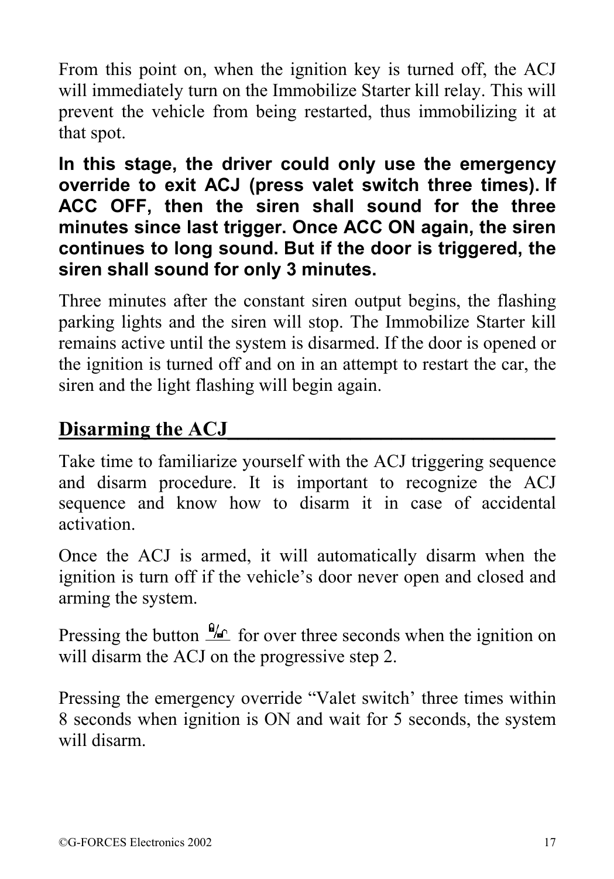From this point on, when the ignition key is turned off, the ACJ will immediately turn on the Immobilize Starter kill relay. This will prevent the vehicle from being restarted, thus immobilizing it at that spot.

**In this stage, the driver could only use the emergency override to exit ACJ (press valet switch three times). If ACC OFF, then the siren shall sound for the three minutes since last trigger. Once ACC ON again, the siren continues to long sound. But if the door is triggered, the siren shall sound for only 3 minutes.**

Three minutes after the constant siren output begins, the flashing parking lights and the siren will stop. The Immobilize Starter kill remains active until the system is disarmed. If the door is opened or the ignition is turned off and on in an attempt to restart the car, the siren and the light flashing will begin again.

## Disarming the ACJ

Take time to familiarize yourself with the ACJ triggering sequence and disarm procedure. It is important to recognize the ACJ sequence and know how to disarm it in case of accidental activation.

Once the ACJ is armed, it will automatically disarm when the ignition is turn off if the vehicle's door never open and closed and arming the system.

Pressing the button (lock/unlock) for over three seconds when the ignition on will disarm the ACJ on the progressive step 2.

Pressing the emergency override "Valet switch' three times within 8 seconds when ignition is ON and wait for 5 seconds, the system will disarm.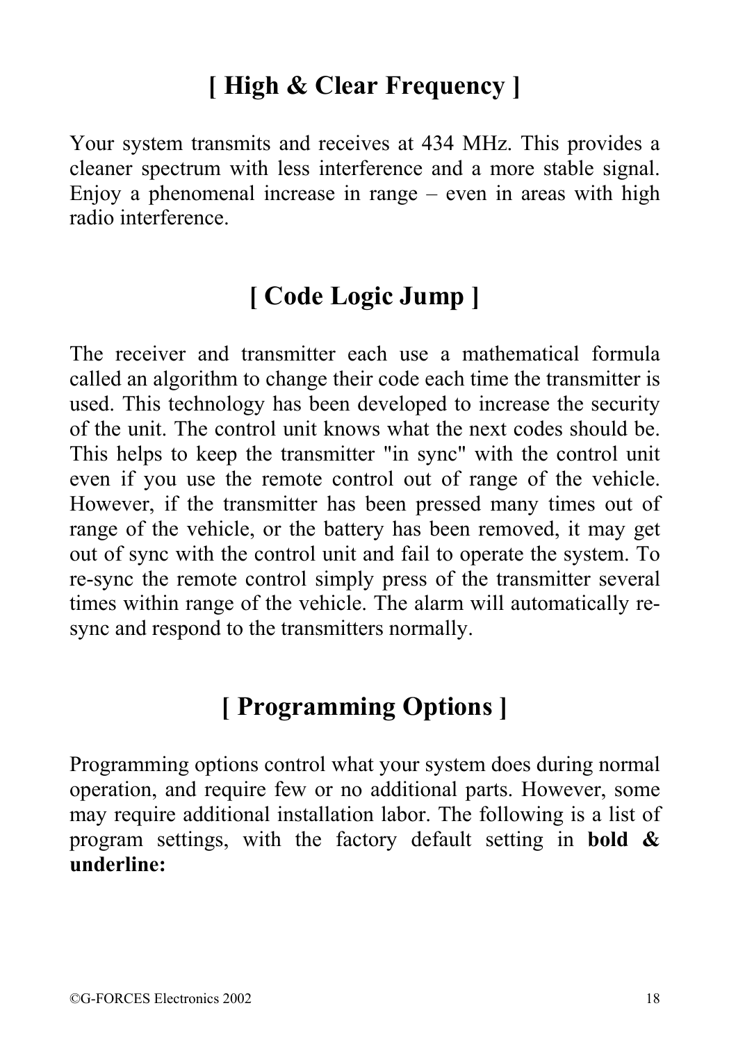## [ High & Clear Frequency ]

Your system transmits and receives at 434 MHz. This provides a cleaner spectrum with less interference and a more stable signal. Enjoy a phenomenal increase in range – even in areas with high radio interference.

## [ Code Logic Jump ]

The receiver and transmitter each use a mathematical formula called an algorithm to change their code each time the transmitter is used. This technology has been developed to increase the security of the unit. The control unit knows what the next codes should be. This helps to keep the transmitter "in sync" with the control unit even if you use the remote control out of range of the vehicle. However, if the transmitter has been pressed many times out of range of the vehicle, or the battery has been removed, it may get out of sync with the control unit and fail to operate the system. To re-sync the remote control simply press of the transmitter several times within range of the vehicle. The alarm will automatically re-sync and respond to the transmitters normally.

## [ Programming Options ]

Programming options control what your system does during normal operation, and require few or no additional parts. However, some may require additional installation labor. The following is a list of program settings, with the factory default setting in **bold & underline:**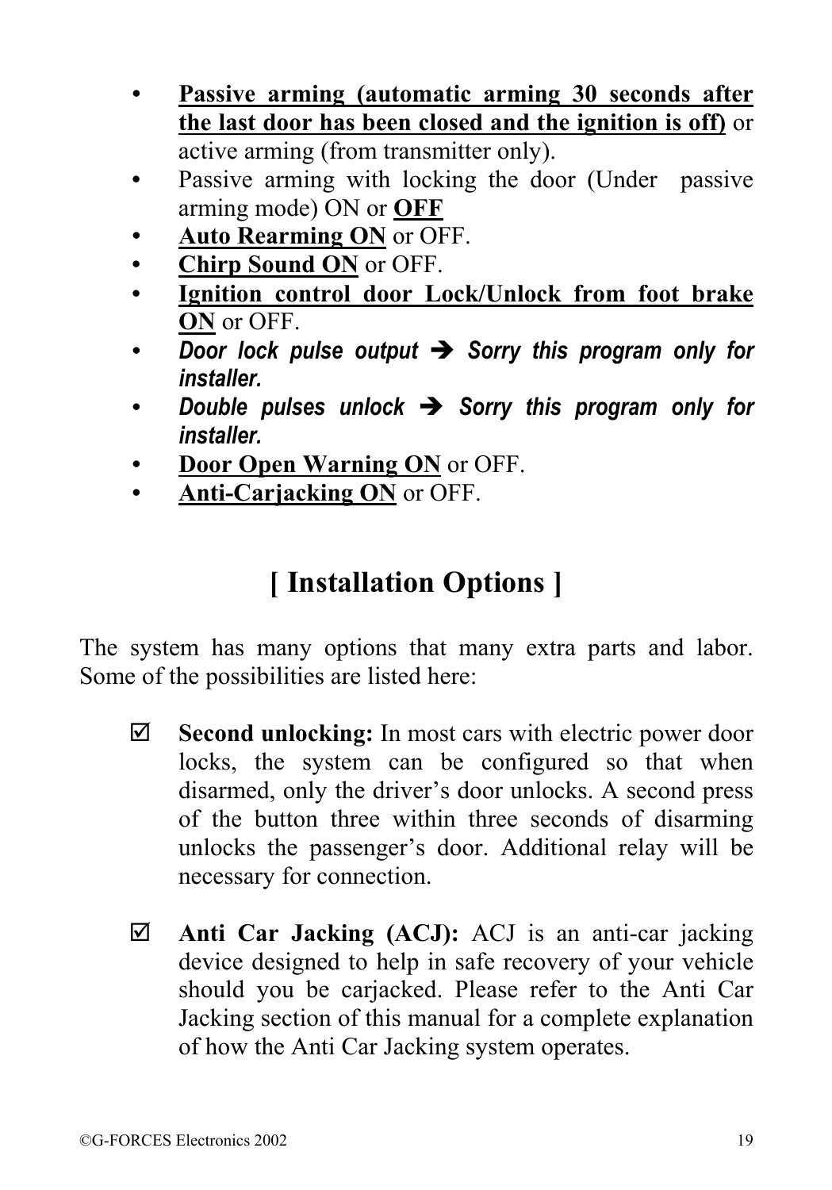- **Passive arming (automatic arming 30 seconds after the last door has been closed and the ignition is off)** or active arming (from transmitter only).
- Passive arming with locking the door (Under passive arming mode) ON or **OFF**
- **Auto Rearming ON** or OFF.
- **Chirp Sound ON** or OFF.
- **Ignition control door Lock/Unlock from foot brake ON** or OFF.
- ***Door lock pulse output ➔ Sorry this program only for installer.***
- ***Double pulses unlock ➔ Sorry this program only for installer.***
- **Door Open Warning ON** or OFF.
- **Anti-Carjacking ON** or OFF.

# [ Installation Options ]

The system has many options that many extra parts and labor. Some of the possibilities are listed here:

☑ **Second unlocking:** In most cars with electric power door locks, the system can be configured so that when disarmed, only the driver's door unlocks. A second press of the button three within three seconds of disarming unlocks the passenger's door. Additional relay will be necessary for connection.

☑ **Anti Car Jacking (ACJ):** ACJ is an anti-car jacking device designed to help in safe recovery of your vehicle should you be carjacked. Please refer to the Anti Car Jacking section of this manual for a complete explanation of how the Anti Car Jacking system operates.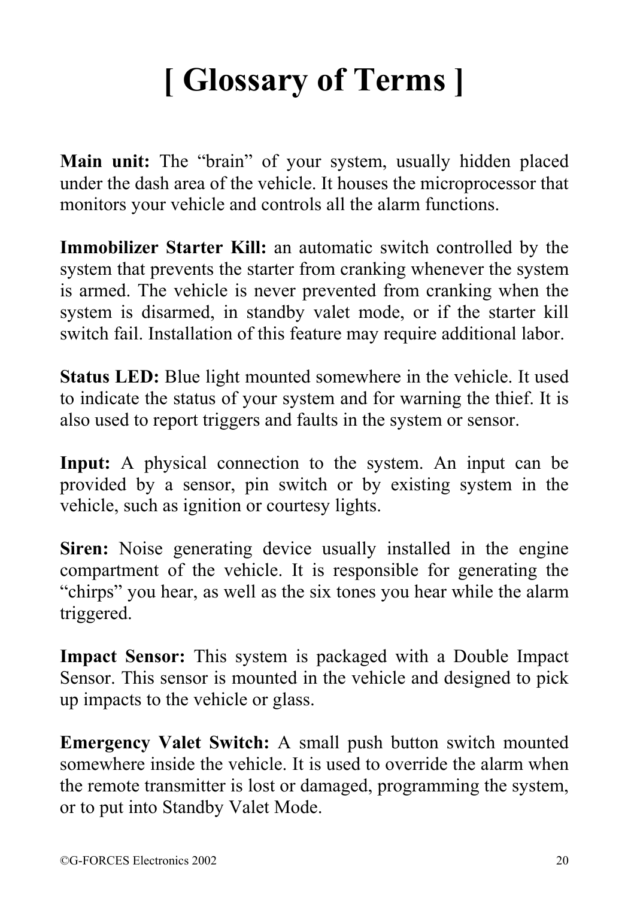# [ Glossary of Terms ]

**Main unit:** The “brain” of your system, usually hidden placed under the dash area of the vehicle. It houses the microprocessor that monitors your vehicle and controls all the alarm functions.

**Immobilizer Starter Kill:** an automatic switch controlled by the system that prevents the starter from cranking whenever the system is armed. The vehicle is never prevented from cranking when the system is disarmed, in standby valet mode, or if the starter kill switch fail. Installation of this feature may require additional labor.

**Status LED:** Blue light mounted somewhere in the vehicle. It used to indicate the status of your system and for warning the thief. It is also used to report triggers and faults in the system or sensor.

**Input:** A physical connection to the system. An input can be provided by a sensor, pin switch or by existing system in the vehicle, such as ignition or courtesy lights.

**Siren:** Noise generating device usually installed in the engine compartment of the vehicle. It is responsible for generating the “chirps” you hear, as well as the six tones you hear while the alarm triggered.

**Impact Sensor:** This system is packaged with a Double Impact Sensor. This sensor is mounted in the vehicle and designed to pick up impacts to the vehicle or glass.

**Emergency Valet Switch:** A small push button switch mounted somewhere inside the vehicle. It is used to override the alarm when the remote transmitter is lost or damaged, programming the system, or to put into Standby Valet Mode.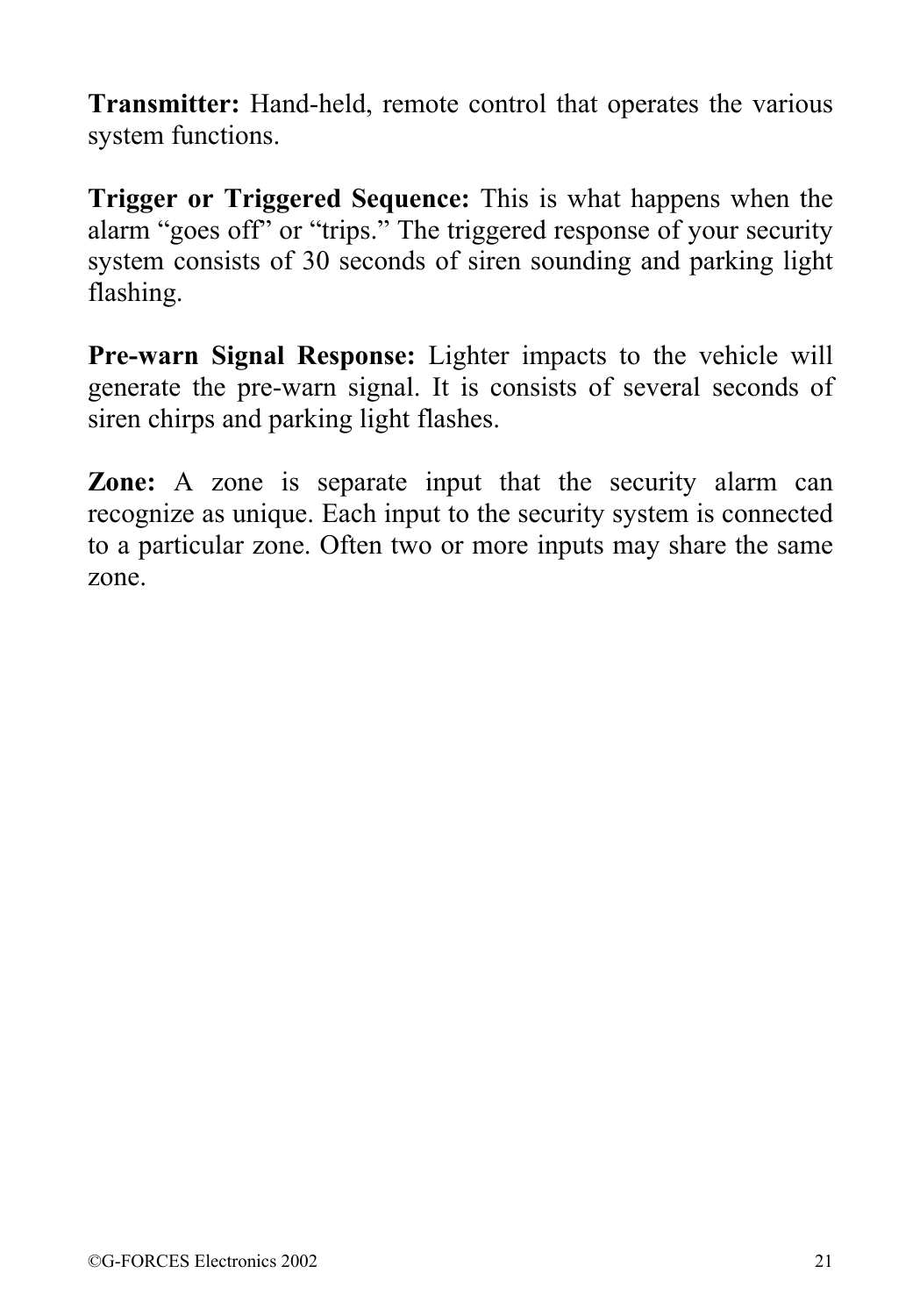**Transmitter:** Hand-held, remote control that operates the various system functions.

**Trigger or Triggered Sequence:** This is what happens when the alarm "goes off" or "trips." The triggered response of your security system consists of 30 seconds of siren sounding and parking light flashing.

**Pre-warn Signal Response:** Lighter impacts to the vehicle will generate the pre-warn signal. It is consists of several seconds of siren chirps and parking light flashes.

**Zone:** A zone is separate input that the security alarm can recognize as unique. Each input to the security system is connected to a particular zone. Often two or more inputs may share the same zone.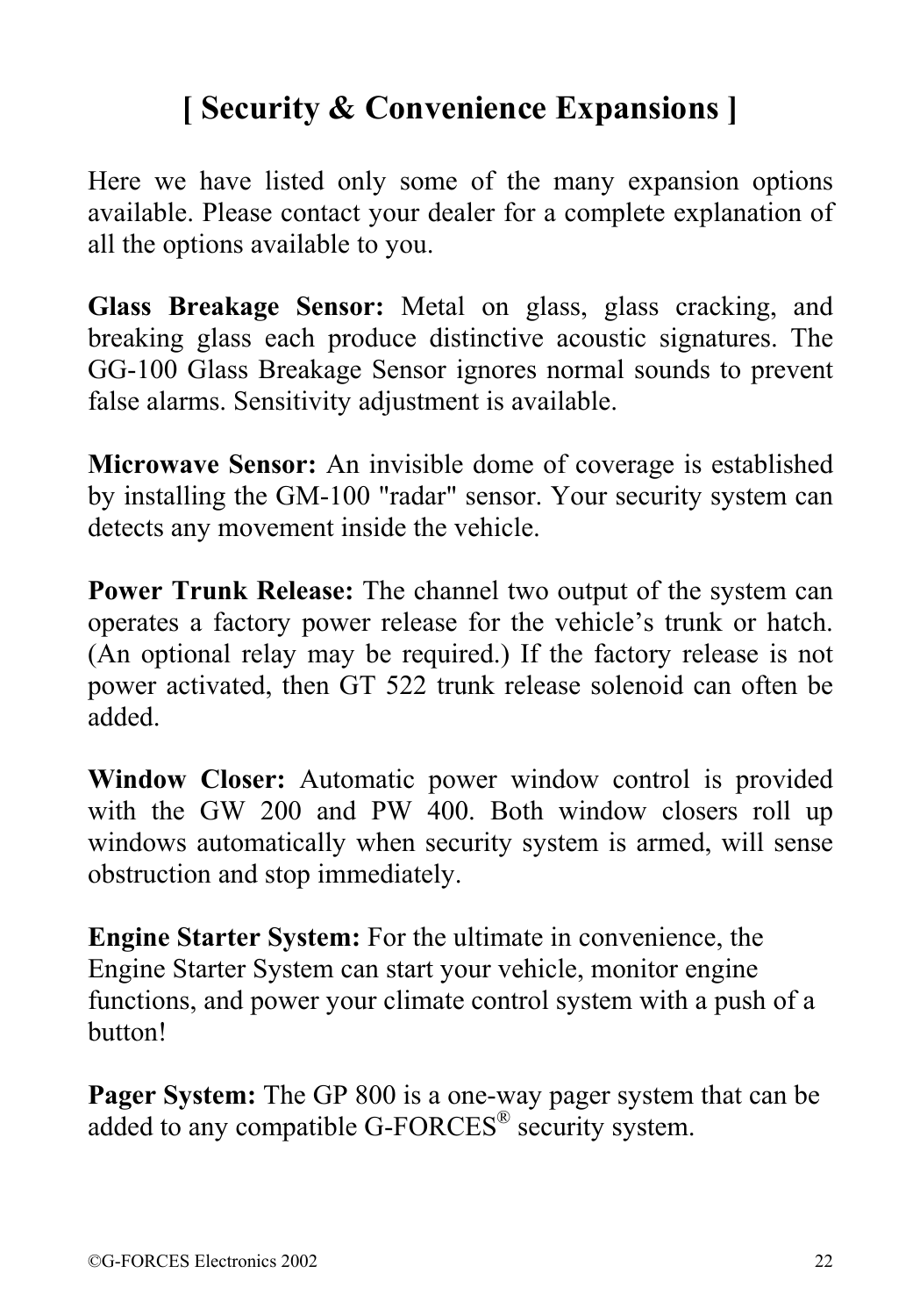# [ Security & Convenience Expansions ]

Here we have listed only some of the many expansion options available. Please contact your dealer for a complete explanation of all the options available to you.

**Glass Breakage Sensor:** Metal on glass, glass cracking, and breaking glass each produce distinctive acoustic signatures. The GG-100 Glass Breakage Sensor ignores normal sounds to prevent false alarms. Sensitivity adjustment is available.

**Microwave Sensor:** An invisible dome of coverage is established by installing the GM-100 "radar" sensor. Your security system can detects any movement inside the vehicle.

**Power Trunk Release:** The channel two output of the system can operates a factory power release for the vehicle's trunk or hatch. (An optional relay may be required.) If the factory release is not power activated, then GT 522 trunk release solenoid can often be added.

**Window Closer:** Automatic power window control is provided with the GW 200 and PW 400. Both window closers roll up windows automatically when security system is armed, will sense obstruction and stop immediately.

**Engine Starter System:** For the ultimate in convenience, the Engine Starter System can start your vehicle, monitor engine functions, and power your climate control system with a push of a button!

**Pager System:** The GP 800 is a one-way pager system that can be added to any compatible G-FORCES® security system.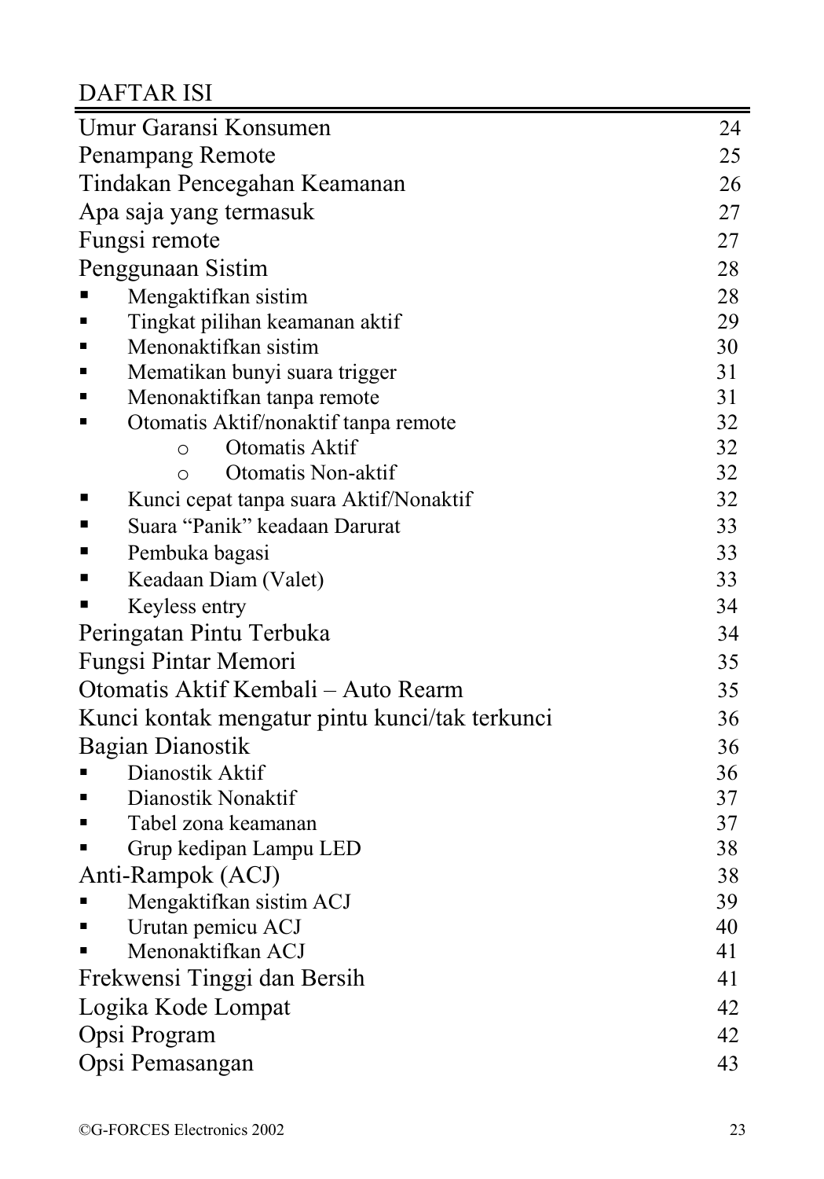# DAFTAR ISI

| | |
|---|---|
| Umur Garansi Konsumen | 24 |
| Penampang Remote | 25 |
| Tindakan Pencegahan Keamanan | 26 |
| Apa saja yang termasuk | 27 |
| Fungsi remote | 27 |
| Penggunaan Sistim | 28 |
| ▪ Mengaktifkan sistim | 28 |
| ▪ Tingkat pilihan keamanan aktif | 29 |
| ▪ Menonaktifkan sistim | 30 |
| ▪ Mematikan bunyi suara trigger | 31 |
| ▪ Menonaktifkan tanpa remote | 31 |
| ▪ Otomatis Aktif/nonaktif tanpa remote | 32 |
| o Otomatis Aktif | 32 |
| o Otomatis Non-aktif | 32 |
| ▪ Kunci cepat tanpa suara Aktif/Nonaktif | 32 |
| ▪ Suara "Panik" keadaan Darurat | 33 |
| ▪ Pembuka bagasi | 33 |
| ▪ Keadaan Diam (Valet) | 33 |
| ▪ Keyless entry | 34 |
| Peringatan Pintu Terbuka | 34 |
| Fungsi Pintar Memori | 35 |
| Otomatis Aktif Kembali – Auto Rearm | 35 |
| Kunci kontak mengatur pintu kunci/tak terkunci | 36 |
| Bagian Dianostik | 36 |
| ▪ Dianostik Aktif | 36 |
| ▪ Dianostik Nonaktif | 37 |
| ▪ Tabel zona keamanan | 37 |
| ▪ Grup kedipan Lampu LED | 38 |
| Anti-Rampok (ACJ) | 38 |
| ▪ Mengaktifkan sistim ACJ | 39 |
| ▪ Urutan pemicu ACJ | 40 |
| ▪ Menonaktifkan ACJ | 41 |
| Frekwensi Tinggi dan Bersih | 41 |
| Logika Kode Lompat | 42 |
| Opsi Program | 42 |
| Opsi Pemasangan | 43 |

©G-FORCES Electronics 2002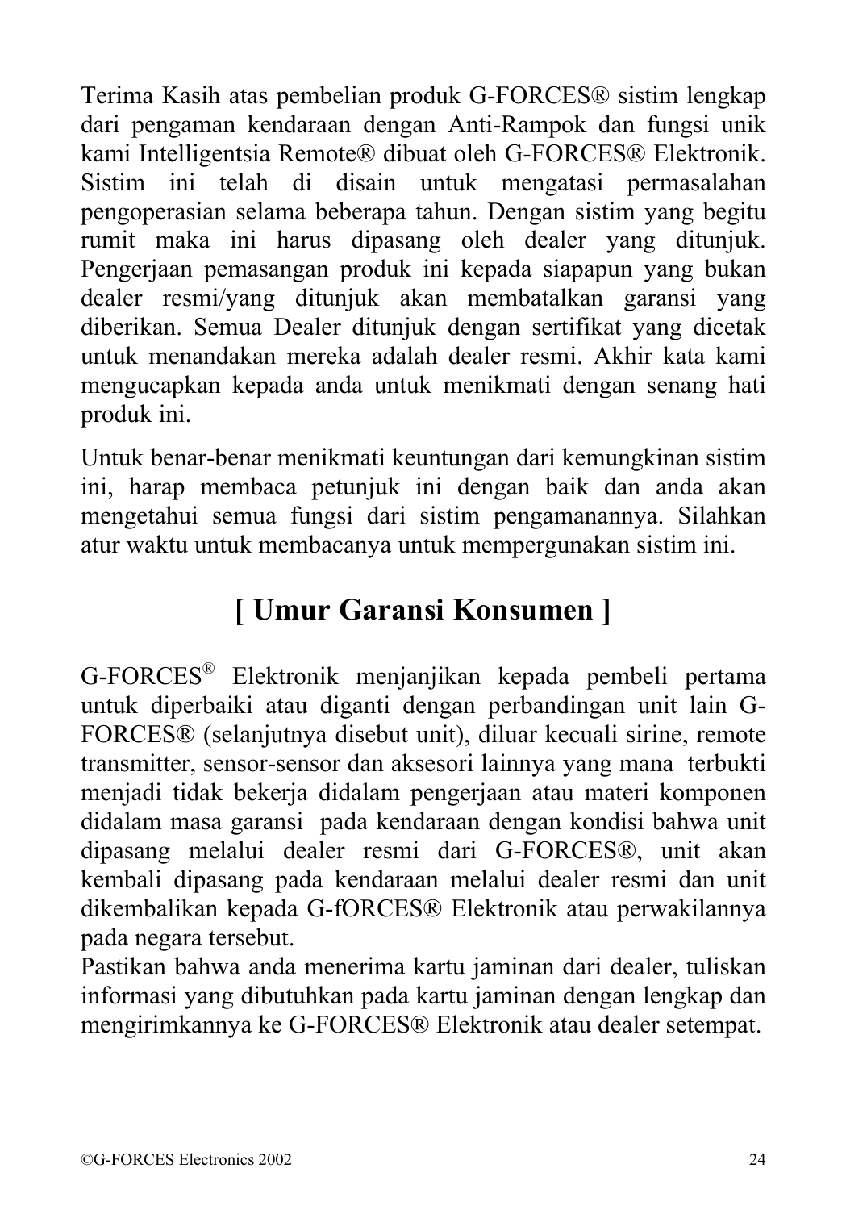Terima Kasih atas pembelian produk G-FORCES® sistim lengkap dari pengaman kendaraan dengan Anti-Rampok dan fungsi unik kami Intelligentsia Remote® dibuat oleh G-FORCES® Elektronik. Sistim ini telah di disain untuk mengatasi permasalahan pengoperasian selama beberapa tahun. Dengan sistim yang begitu rumit maka ini harus dipasang oleh dealer yang ditunjuk. Pengerjaan pemasangan produk ini kepada siapapun yang bukan dealer resmi/yang ditunjuk akan membatalkan garansi yang diberikan. Semua Dealer ditunjuk dengan sertifikat yang dicetak untuk menandakan mereka adalah dealer resmi. Akhir kata kami mengucapkan kepada anda untuk menikmati dengan senang hati produk ini.

Untuk benar-benar menikmati keuntungan dari kemungkinan sistim ini, harap membaca petunjuk ini dengan baik dan anda akan mengetahui semua fungsi dari sistim pengamanannya. Silahkan atur waktu untuk membacanya untuk mempergunakan sistim ini.

## [ Umur Garansi Konsumen ]

G-FORCES® Elektronik menjanjikan kepada pembeli pertama untuk diperbaiki atau diganti dengan perbandingan unit lain G-FORCES® (selanjutnya disebut unit), diluar kecuali sirine, remote transmitter, sensor-sensor dan aksesori lainnya yang mana terbukti menjadi tidak bekerja didalam pengerjaan atau materi komponen didalam masa garansi pada kendaraan dengan kondisi bahwa unit dipasang melalui dealer resmi dari G-FORCES®, unit akan kembali dipasang pada kendaraan melalui dealer resmi dan unit dikembalikan kepada G-fORCES® Elektronik atau perwakilannya pada negara tersebut.

Pastikan bahwa anda menerima kartu jaminan dari dealer, tuliskan informasi yang dibutuhkan pada kartu jaminan dengan lengkap dan mengirimkannya ke G-FORCES® Elektronik atau dealer setempat.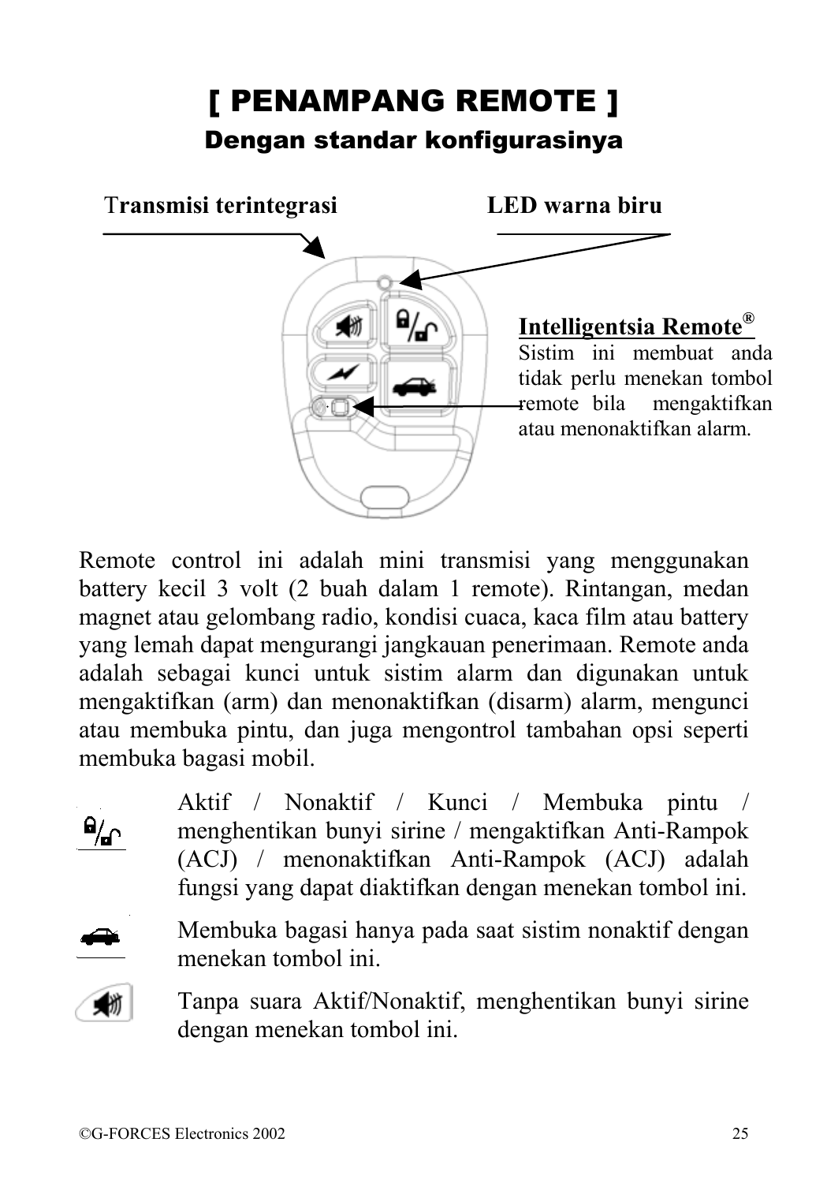# [ PENAMPANG REMOTE ]

## Dengan standar konfigurasinya

**Transmisi terintegrasi**

**LED warna biru**

**Intelligentsia Remote®**

Sistim ini membuat anda tidak perlu menekan tombol remote bila mengaktifkan atau menonaktifkan alarm.

Remote control ini adalah mini transmisi yang menggunakan battery kecil 3 volt (2 buah dalam 1 remote). Rintangan, medan magnet atau gelombang radio, kondisi cuaca, kaca film atau battery yang lemah dapat mengurangi jangkauan penerimaan. Remote anda adalah sebagai kunci untuk sistim alarm dan digunakan untuk mengaktifkan (arm) dan menonaktifkan (disarm) alarm, mengunci atau membuka pintu, dan juga mengontrol tambahan opsi seperti membuka bagasi mobil.

Aktif / Nonaktif / Kunci / Membuka pintu / menghentikan bunyi sirine / mengaktifkan Anti-Rampok (ACJ) / menonaktifkan Anti-Rampok (ACJ) adalah fungsi yang dapat diaktifkan dengan menekan tombol ini.

Membuka bagasi hanya pada saat sistim nonaktif dengan menekan tombol ini.

Tanpa suara Aktif/Nonaktif, menghentikan bunyi sirine dengan menekan tombol ini.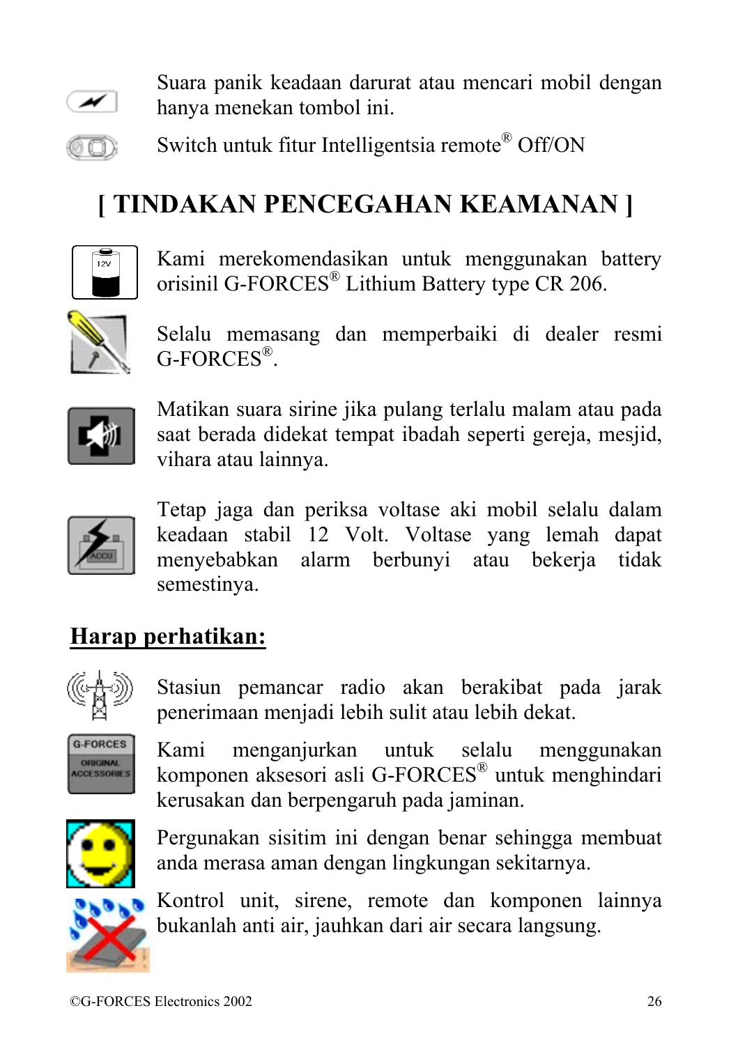Suara panik keadaan darurat atau mencari mobil dengan hanya menekan tombol ini.

Switch untuk fitur Intelligentsia remote® Off/ON

# [ TINDAKAN PENCEGAHAN KEAMANAN ]

Kami merekomendasikan untuk menggunakan battery orisinil G-FORCES® Lithium Battery type CR 206.

Selalu memasang dan memperbaiki di dealer resmi G-FORCES®.

Matikan suara sirine jika pulang terlalu malam atau pada saat berada didekat tempat ibadah seperti gereja, mesjid, vihara atau lainnya.

Tetap jaga dan periksa voltase aki mobil selalu dalam keadaan stabil 12 Volt. Voltase yang lemah dapat menyebabkan alarm berbunyi atau bekerja tidak semestinya.

## Harap perhatikan:

Stasiun pemancar radio akan berakibat pada jarak penerimaan menjadi lebih sulit atau lebih dekat.

Kami menganjurkan untuk selalu menggunakan komponen aksesori asli G-FORCES® untuk menghindari kerusakan dan berpengaruh pada jaminan.

Pergunakan sisitim ini dengan benar sehingga membuat anda merasa aman dengan lingkungan sekitarnya.

Kontrol unit, sirene, remote dan komponen lainnya bukanlah anti air, jauhkan dari air secara langsung.

©G-FORCES Electronics 2002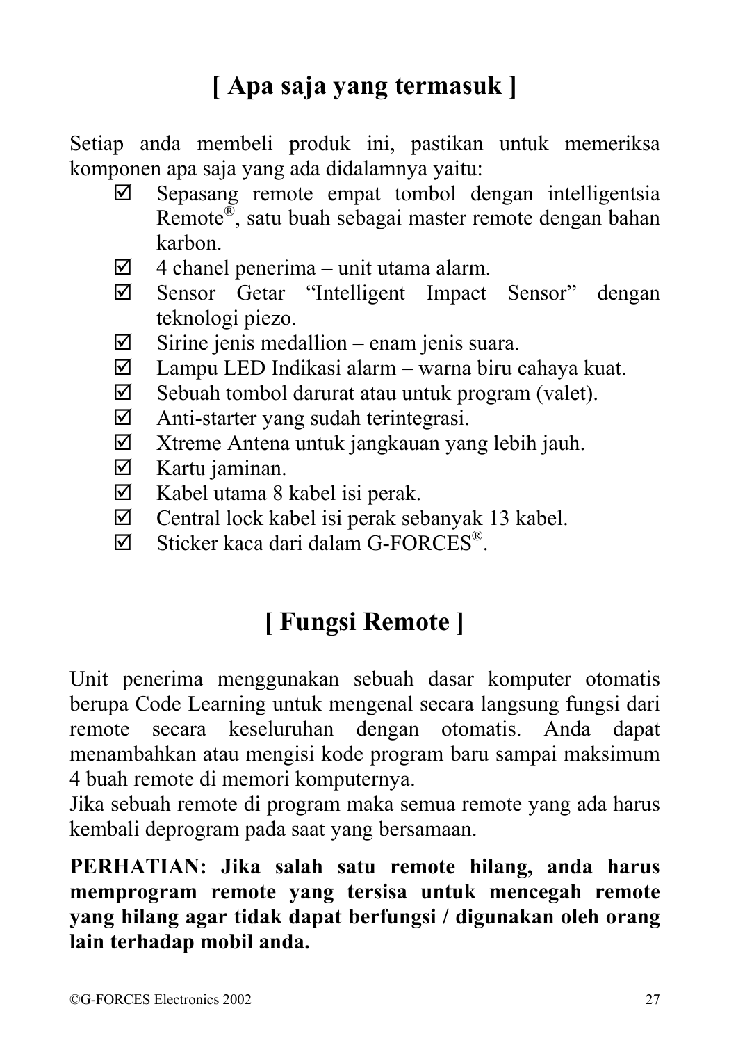# [ Apa saja yang termasuk ]

Setiap anda membeli produk ini, pastikan untuk memeriksa komponen apa saja yang ada didalamnya yaitu:

- ☑ Sepasang remote empat tombol dengan intelligentsia Remote®, satu buah sebagai master remote dengan bahan karbon.
- ☑ 4 chanel penerima – unit utama alarm.
- ☑ Sensor Getar "Intelligent Impact Sensor" dengan teknologi piezo.
- ☑ Sirine jenis medallion – enam jenis suara.
- ☑ Lampu LED Indikasi alarm – warna biru cahaya kuat.
- ☑ Sebuah tombol darurat atau untuk program (valet).
- ☑ Anti-starter yang sudah terintegrasi.
- ☑ Xtreme Antena untuk jangkauan yang lebih jauh.
- ☑ Kartu jaminan.
- ☑ Kabel utama 8 kabel isi perak.
- ☑ Central lock kabel isi perak sebanyak 13 kabel.
- ☑ Sticker kaca dari dalam G-FORCES®.

# [ Fungsi Remote ]

Unit penerima menggunakan sebuah dasar komputer otomatis berupa Code Learning untuk mengenal secara langsung fungsi dari remote secara keseluruhan dengan otomatis. Anda dapat menambahkan atau mengisi kode program baru sampai maksimum 4 buah remote di memori komputernya.

Jika sebuah remote di program maka semua remote yang ada harus kembali deprogram pada saat yang bersamaan.

**PERHATIAN: Jika salah satu remote hilang, anda harus memprogram remote yang tersisa untuk mencegah remote yang hilang agar tidak dapat berfungsi / digunakan oleh orang lain terhadap mobil anda.**

©G-FORCES Electronics 2002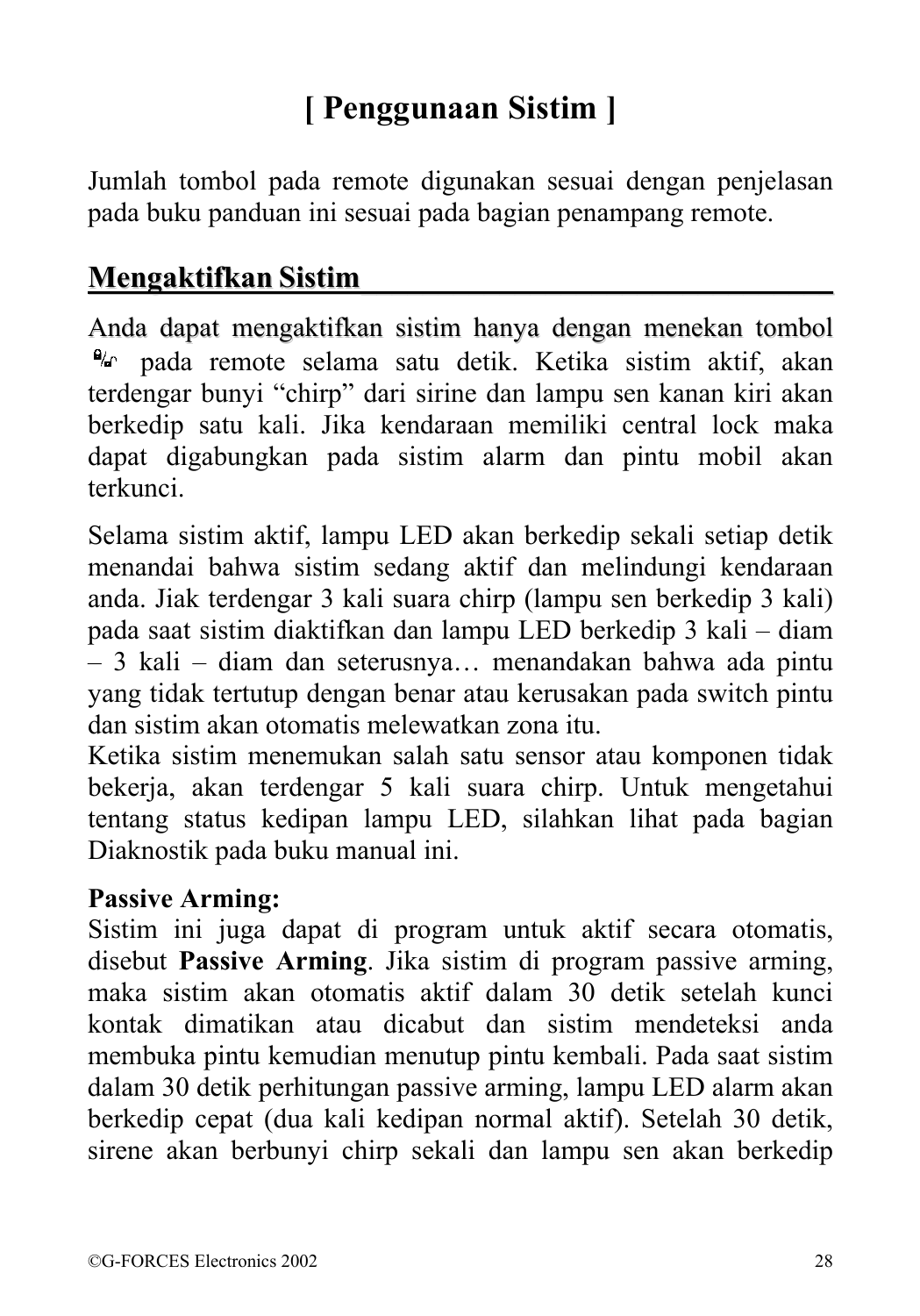# [ Penggunaan Sistim ]

Jumlah tombol pada remote digunakan sesuai dengan penjelasan pada buku panduan ini sesuai pada bagian penampang remote.

## Mengaktifkan Sistim

Anda dapat mengaktifkan sistim hanya dengan menekan tombol 🔒/🔓 pada remote selama satu detik. Ketika sistim aktif, akan terdengar bunyi "chirp" dari sirine dan lampu sen kanan kiri akan berkedip satu kali. Jika kendaraan memiliki central lock maka dapat digabungkan pada sistim alarm dan pintu mobil akan terkunci.

Selama sistim aktif, lampu LED akan berkedip sekali setiap detik menandai bahwa sistim sedang aktif dan melindungi kendaraan anda. Jiak terdengar 3 kali suara chirp (lampu sen berkedip 3 kali) pada saat sistim diaktifkan dan lampu LED berkedip 3 kali – diam – 3 kali – diam dan seterusnya… menandakan bahwa ada pintu yang tidak tertutup dengan benar atau kerusakan pada switch pintu dan sistim akan otomatis melewatkan zona itu.
Ketika sistim menemukan salah satu sensor atau komponen tidak bekerja, akan terdengar 5 kali suara chirp. Untuk mengetahui tentang status kedipan lampu LED, silahkan lihat pada bagian Diaknostik pada buku manual ini.

**Passive Arming:**
Sistim ini juga dapat di program untuk aktif secara otomatis, disebut **Passive Arming**. Jika sistim di program passive arming, maka sistim akan otomatis aktif dalam 30 detik setelah kunci kontak dimatikan atau dicabut dan sistim mendeteksi anda membuka pintu kemudian menutup pintu kembali. Pada saat sistim dalam 30 detik perhitungan passive arming, lampu LED alarm akan berkedip cepat (dua kali kedipan normal aktif). Setelah 30 detik, sirene akan berbunyi chirp sekali dan lampu sen akan berkedip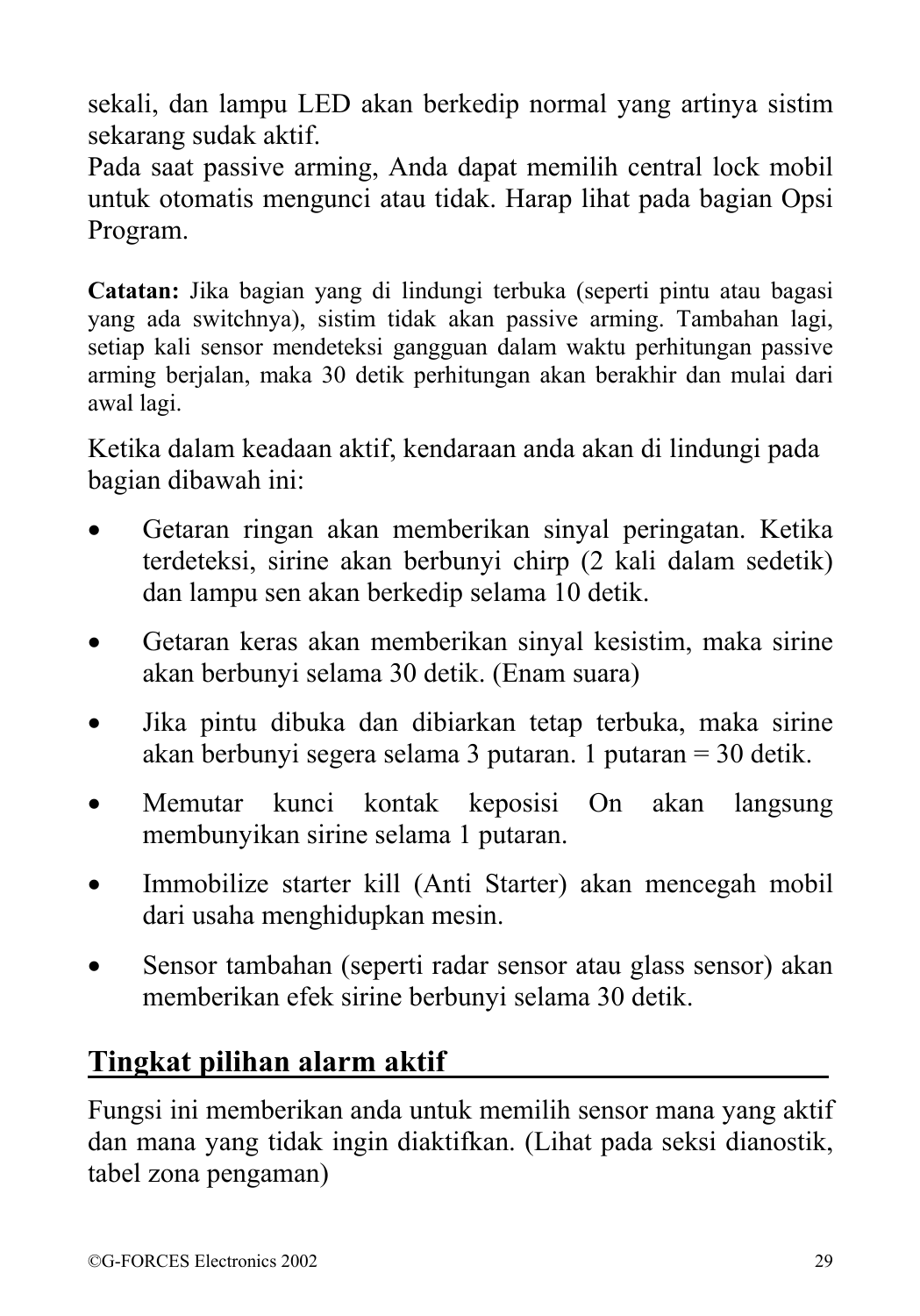sekali, dan lampu LED akan berkedip normal yang artinya sistim sekarang sudak aktif.

Pada saat passive arming, Anda dapat memilih central lock mobil untuk otomatis mengunci atau tidak. Harap lihat pada bagian Opsi Program.

**Catatan:** Jika bagian yang di lindungi terbuka (seperti pintu atau bagasi yang ada switchnya), sistim tidak akan passive arming. Tambahan lagi, setiap kali sensor mendeteksi gangguan dalam waktu perhitungan passive arming berjalan, maka 30 detik perhitungan akan berakhir dan mulai dari awal lagi.

Ketika dalam keadaan aktif, kendaraan anda akan di lindungi pada bagian dibawah ini:

- Getaran ringan akan memberikan sinyal peringatan. Ketika terdeteksi, sirine akan berbunyi chirp (2 kali dalam sedetik) dan lampu sen akan berkedip selama 10 detik.
- Getaran keras akan memberikan sinyal kesistim, maka sirine akan berbunyi selama 30 detik. (Enam suara)
- Jika pintu dibuka dan dibiarkan tetap terbuka, maka sirine akan berbunyi segera selama 3 putaran. 1 putaran = 30 detik.
- Memutar kunci kontak keposisi On akan langsung membunyikan sirine selama 1 putaran.
- Immobilize starter kill (Anti Starter) akan mencegah mobil dari usaha menghidupkan mesin.
- Sensor tambahan (seperti radar sensor atau glass sensor) akan memberikan efek sirine berbunyi selama 30 detik.

## Tingkat pilihan alarm aktif

Fungsi ini memberikan anda untuk memilih sensor mana yang aktif dan mana yang tidak ingin diaktifkan. (Lihat pada seksi dianostik, tabel zona pengaman)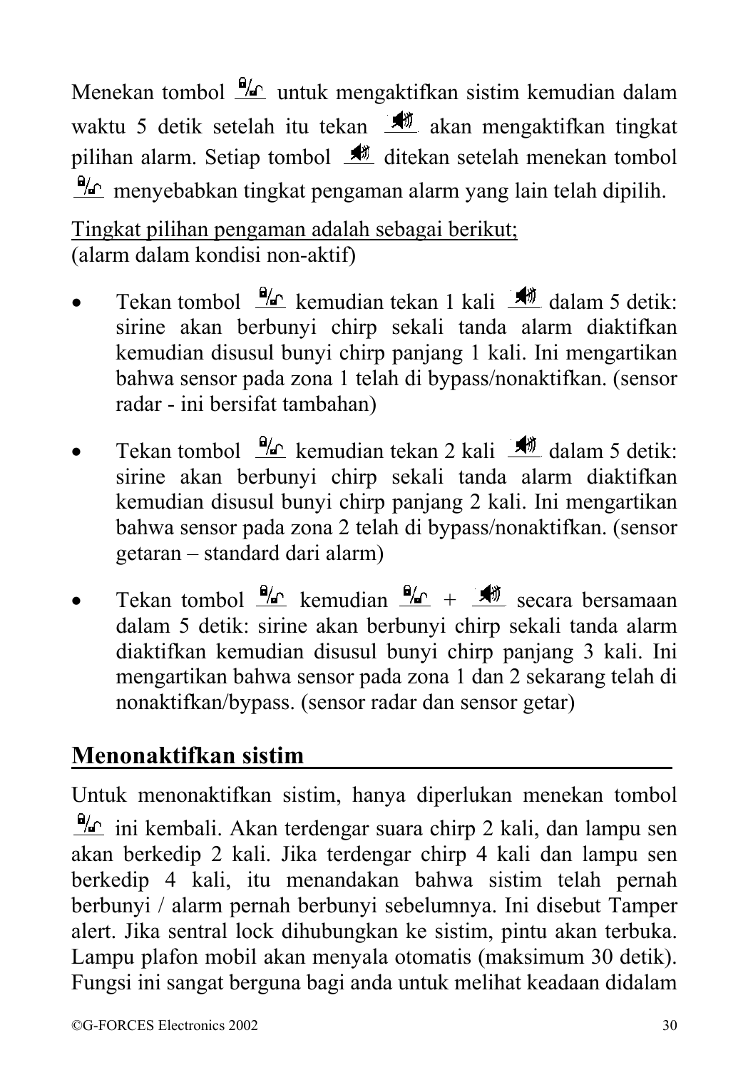Menekan tombol 🔒/🔓 untuk mengaktifkan sistim kemudian dalam waktu 5 detik setelah itu tekan 🔊 akan mengaktifkan tingkat pilihan alarm. Setiap tombol 🔊 ditekan setelah menekan tombol 🔒/🔓 menyebabkan tingkat pengaman alarm yang lain telah dipilih.

<u>Tingkat pilihan pengaman adalah sebagai berikut;</u>
(alarm dalam kondisi non-aktif)

- Tekan tombol 🔒/🔓 kemudian tekan 1 kali 🔊 dalam 5 detik: sirine akan berbunyi chirp sekali tanda alarm diaktifkan kemudian disusul bunyi chirp panjang 1 kali. Ini mengartikan bahwa sensor pada zona 1 telah di bypass/nonaktifkan. (sensor radar - ini bersifat tambahan)
- Tekan tombol 🔒/🔓 kemudian tekan 2 kali 🔊 dalam 5 detik: sirine akan berbunyi chirp sekali tanda alarm diaktifkan kemudian disusul bunyi chirp panjang 2 kali. Ini mengartikan bahwa sensor pada zona 2 telah di bypass/nonaktifkan. (sensor getaran – standard dari alarm)
- Tekan tombol 🔒/🔓 kemudian 🔒/🔓 + 🔊 secara bersamaan dalam 5 detik: sirine akan berbunyi chirp sekali tanda alarm diaktifkan kemudian disusul bunyi chirp panjang 3 kali. Ini mengartikan bahwa sensor pada zona 1 dan 2 sekarang telah di nonaktifkan/bypass. (sensor radar dan sensor getar)

## Menonaktifkan sistim

Untuk menonaktifkan sistim, hanya diperlukan menekan tombol 🔒/🔓 ini kembali. Akan terdengar suara chirp 2 kali, dan lampu sen akan berkedip 2 kali. Jika terdengar chirp 4 kali dan lampu sen berkedip 4 kali, itu menandakan bahwa sistim telah pernah berbunyi / alarm pernah berbunyi sebelumnya. Ini disebut Tamper alert. Jika sentral lock dihubungkan ke sistim, pintu akan terbuka. Lampu plafon mobil akan menyala otomatis (maksimum 30 detik). Fungsi ini sangat berguna bagi anda untuk melihat keadaan didalam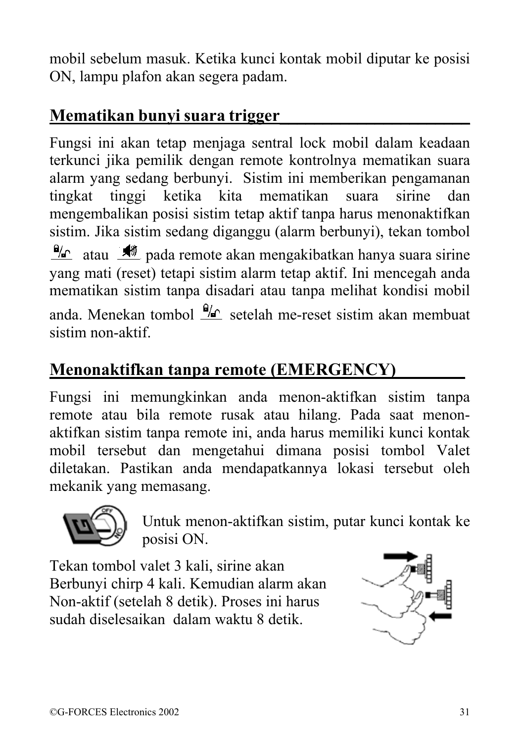mobil sebelum masuk. Ketika kunci kontak mobil diputar ke posisi ON, lampu plafon akan segera padam.

## Mematikan bunyi suara trigger

Fungsi ini akan tetap menjaga sentral lock mobil dalam keadaan terkunci jika pemilik dengan remote kontrolnya mematikan suara alarm yang sedang berbunyi. Sistim ini memberikan pengamanan tingkat tinggi ketika kita mematikan suara sirine dan mengembalikan posisi sistim tetap aktif tanpa harus menonaktifkan sistim. Jika sistim sedang diganggu (alarm berbunyi), tekan tombol atau pada remote akan mengakibatkan hanya suara sirine yang mati (reset) tetapi sistim alarm tetap aktif. Ini mencegah anda mematikan sistim tanpa disadari atau tanpa melihat kondisi mobil anda. Menekan tombol setelah me-reset sistim akan membuat sistim non-aktif.

## Menonaktifkan tanpa remote (EMERGENCY)

Fungsi ini memungkinkan anda menon-aktifkan sistim tanpa remote atau bila remote rusak atau hilang. Pada saat menon-aktifkan sistim tanpa remote ini, anda harus memiliki kunci kontak mobil tersebut dan mengetahui dimana posisi tombol Valet diletakan. Pastikan anda mendapatkannya lokasi tersebut oleh mekanik yang memasang.

Untuk menon-aktifkan sistim, putar kunci kontak ke posisi ON.

Tekan tombol valet 3 kali, sirine akan Berbunyi chirp 4 kali. Kemudian alarm akan Non-aktif (setelah 8 detik). Proses ini harus sudah diselesaikan dalam waktu 8 detik.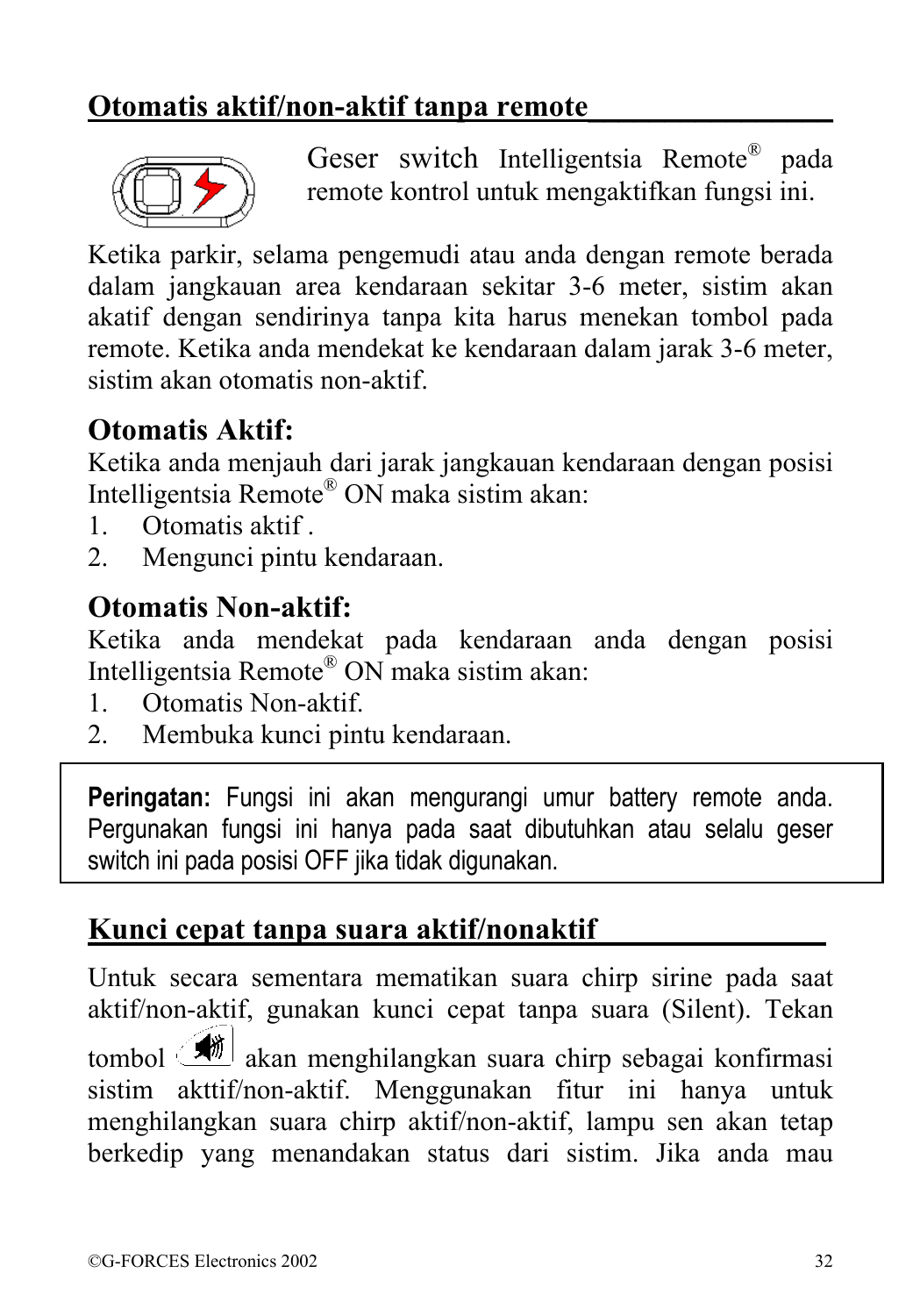## Otomatis aktif/non-aktif tanpa remote

Geser switch Intelligentsia Remote® pada remote kontrol untuk mengaktifkan fungsi ini.

Ketika parkir, selama pengemudi atau anda dengan remote berada dalam jangkauan area kendaraan sekitar 3-6 meter, sistim akan akatif dengan sendirinya tanpa kita harus menekan tombol pada remote. Ketika anda mendekat ke kendaraan dalam jarak 3-6 meter, sistim akan otomatis non-aktif.

### Otomatis Aktif:

Ketika anda menjauh dari jarak jangkauan kendaraan dengan posisi Intelligentsia Remote® ON maka sistim akan:

1. Otomatis aktif .
2. Mengunci pintu kendaraan.

### Otomatis Non-aktif:

Ketika anda mendekat pada kendaraan anda dengan posisi Intelligentsia Remote® ON maka sistim akan:

1. Otomatis Non-aktif.
2. Membuka kunci pintu kendaraan.

**Peringatan:** Fungsi ini akan mengurangi umur battery remote anda. Pergunakan fungsi ini hanya pada saat dibutuhkan atau selalu geser switch ini pada posisi OFF jika tidak digunakan.

## Kunci cepat tanpa suara aktif/nonaktif

Untuk secara sementara mematikan suara chirp sirine pada saat aktif/non-aktif, gunakan kunci cepat tanpa suara (Silent). Tekan tombol akan menghilangkan suara chirp sebagai konfirmasi sistim akttif/non-aktif. Menggunakan fitur ini hanya untuk menghilangkan suara chirp aktif/non-aktif, lampu sen akan tetap berkedip yang menandakan status dari sistim. Jika anda mau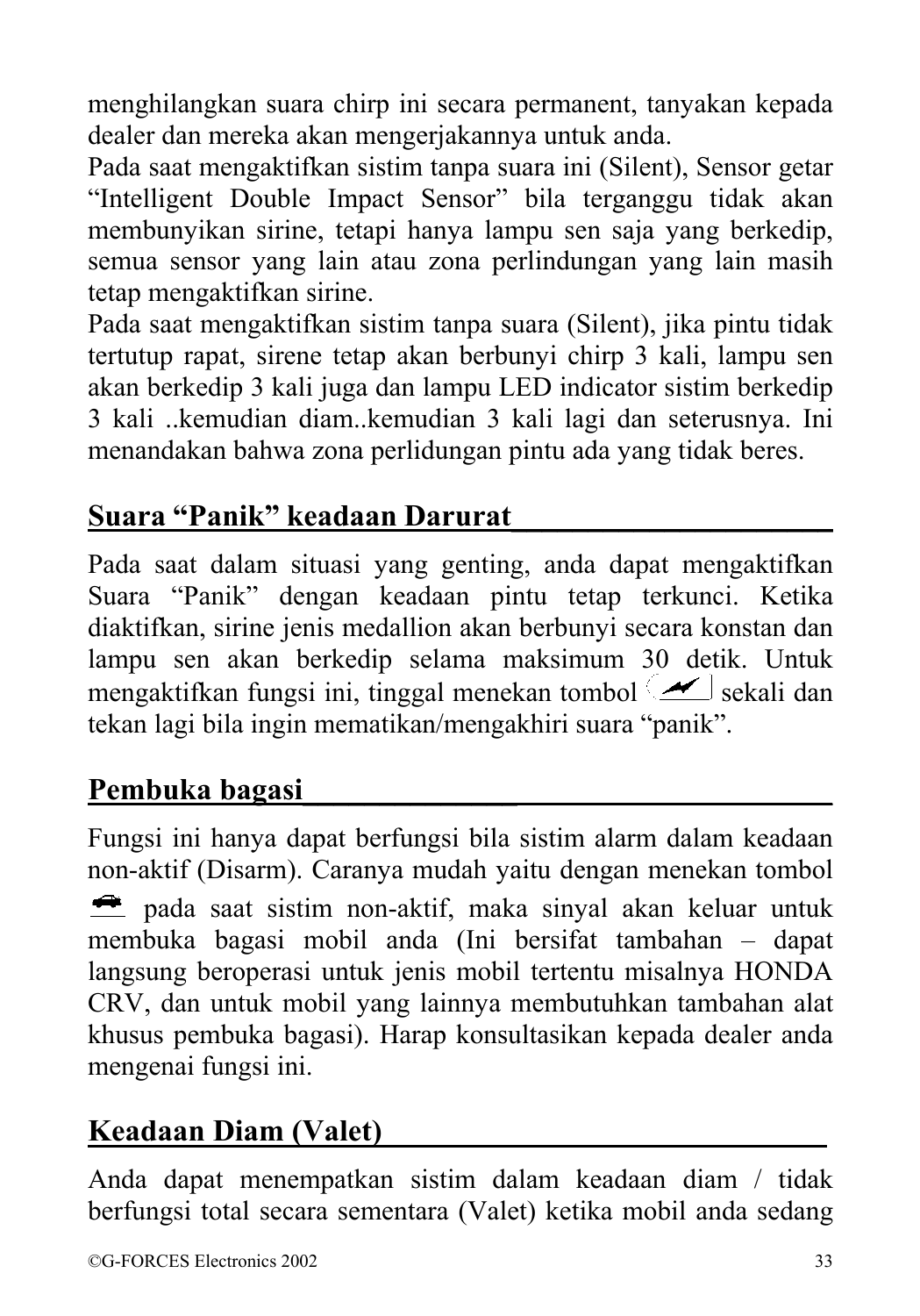menghilangkan suara chirp ini secara permanent, tanyakan kepada dealer dan mereka akan mengerjakannya untuk anda.

Pada saat mengaktifkan sistim tanpa suara ini (Silent), Sensor getar "Intelligent Double Impact Sensor" bila terganggu tidak akan membunyikan sirine, tetapi hanya lampu sen saja yang berkedip, semua sensor yang lain atau zona perlindungan yang lain masih tetap mengaktifkan sirine.

Pada saat mengaktifkan sistim tanpa suara (Silent), jika pintu tidak tertutup rapat, sirene tetap akan berbunyi chirp 3 kali, lampu sen akan berkedip 3 kali juga dan lampu LED indicator sistim berkedip 3 kali ..kemudian diam..kemudian 3 kali lagi dan seterusnya. Ini menandakan bahwa zona perlidungan pintu ada yang tidak beres.

## Suara "Panik" keadaan Darurat

Pada saat dalam situasi yang genting, anda dapat mengaktifkan Suara "Panik" dengan keadaan pintu tetap terkunci. Ketika diaktifkan, sirine jenis medallion akan berbunyi secara konstan dan lampu sen akan berkedip selama maksimum 30 detik. Untuk mengaktifkan fungsi ini, tinggal menekan tombol sekali dan tekan lagi bila ingin mematikan/mengakhiri suara "panik".

## Pembuka bagasi

Fungsi ini hanya dapat berfungsi bila sistim alarm dalam keadaan non-aktif (Disarm). Caranya mudah yaitu dengan menekan tombol pada saat sistim non-aktif, maka sinyal akan keluar untuk membuka bagasi mobil anda (Ini bersifat tambahan – dapat langsung beroperasi untuk jenis mobil tertentu misalnya HONDA CRV, dan untuk mobil yang lainnya membutuhkan tambahan alat khusus pembuka bagasi). Harap konsultasikan kepada dealer anda mengenai fungsi ini.

## Keadaan Diam (Valet)

Anda dapat menempatkan sistim dalam keadaan diam / tidak berfungsi total secara sementara (Valet) ketika mobil anda sedang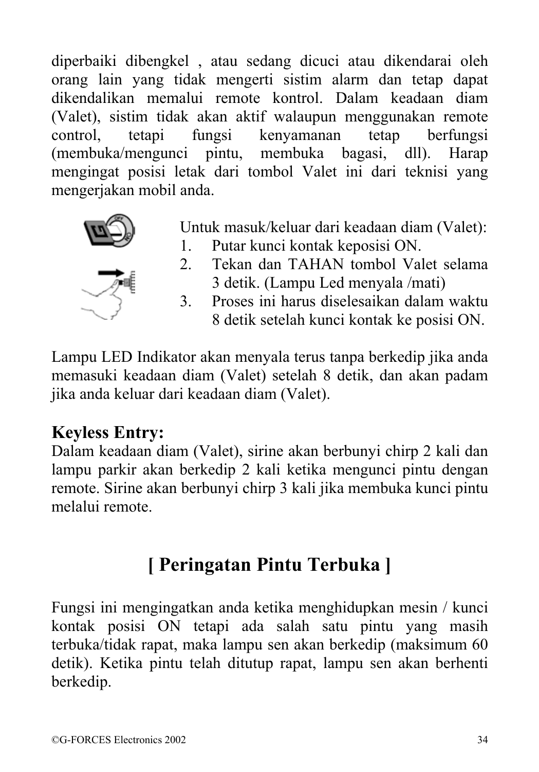diperbaiki dibengkel , atau sedang dicuci atau dikendarai oleh orang lain yang tidak mengerti sistim alarm dan tetap dapat dikendalikan memalui remote kontrol. Dalam keadaan diam (Valet), sistim tidak akan aktif walaupun menggunakan remote control, tetapi fungsi kenyamanan tetap berfungsi (membuka/mengunci pintu, membuka bagasi, dll). Harap mengingat posisi letak dari tombol Valet ini dari teknisi yang mengerjakan mobil anda.

Untuk masuk/keluar dari keadaan diam (Valet):

1. Putar kunci kontak keposisi ON.
2. Tekan dan TAHAN tombol Valet selama 3 detik. (Lampu Led menyala /mati)
3. Proses ini harus diselesaikan dalam waktu 8 detik setelah kunci kontak ke posisi ON.

Lampu LED Indikator akan menyala terus tanpa berkedip jika anda memasuki keadaan diam (Valet) setelah 8 detik, dan akan padam jika anda keluar dari keadaan diam (Valet).

**Keyless Entry:**

Dalam keadaan diam (Valet), sirine akan berbunyi chirp 2 kali dan lampu parkir akan berkedip 2 kali ketika mengunci pintu dengan remote. Sirine akan berbunyi chirp 3 kali jika membuka kunci pintu melalui remote.

# [ Peringatan Pintu Terbuka ]

Fungsi ini mengingatkan anda ketika menghidupkan mesin / kunci kontak posisi ON tetapi ada salah satu pintu yang masih terbuka/tidak rapat, maka lampu sen akan berkedip (maksimum 60 detik). Ketika pintu telah ditutup rapat, lampu sen akan berhenti berkedip.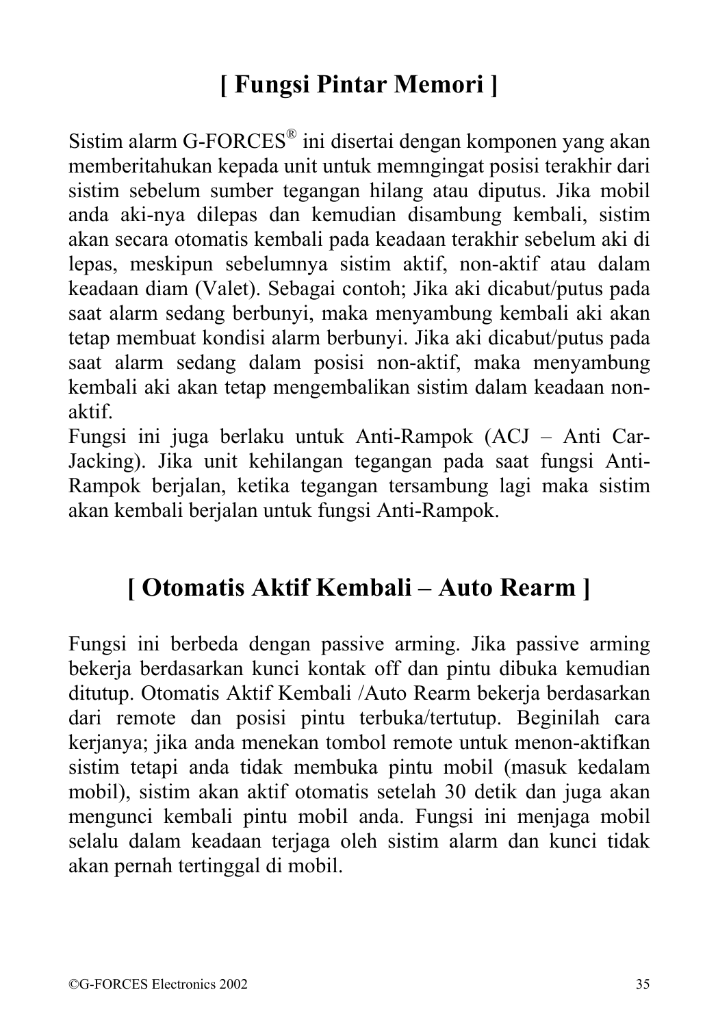# [ Fungsi Pintar Memori ]

Sistim alarm G-FORCES® ini disertai dengan komponen yang akan memberitahukan kepada unit untuk memngingat posisi terakhir dari sistim sebelum sumber tegangan hilang atau diputus. Jika mobil anda aki-nya dilepas dan kemudian disambung kembali, sistim akan secara otomatis kembali pada keadaan terakhir sebelum aki di lepas, meskipun sebelumnya sistim aktif, non-aktif atau dalam keadaan diam (Valet). Sebagai contoh; Jika aki dicabut/putus pada saat alarm sedang berbunyi, maka menyambung kembali aki akan tetap membuat kondisi alarm berbunyi. Jika aki dicabut/putus pada saat alarm sedang dalam posisi non-aktif, maka menyambung kembali aki akan tetap mengembalikan sistim dalam keadaan non-aktif.

Fungsi ini juga berlaku untuk Anti-Rampok (ACJ – Anti Car-Jacking). Jika unit kehilangan tegangan pada saat fungsi Anti-Rampok berjalan, ketika tegangan tersambung lagi maka sistim akan kembali berjalan untuk fungsi Anti-Rampok.

# [ Otomatis Aktif Kembali – Auto Rearm ]

Fungsi ini berbeda dengan passive arming. Jika passive arming bekerja berdasarkan kunci kontak off dan pintu dibuka kemudian ditutup. Otomatis Aktif Kembali /Auto Rearm bekerja berdasarkan dari remote dan posisi pintu terbuka/tertutup. Beginilah cara kerjanya; jika anda menekan tombol remote untuk menon-aktifkan sistim tetapi anda tidak membuka pintu mobil (masuk kedalam mobil), sistim akan aktif otomatis setelah 30 detik dan juga akan mengunci kembali pintu mobil anda. Fungsi ini menjaga mobil selalu dalam keadaan terjaga oleh sistim alarm dan kunci tidak akan pernah tertinggal di mobil.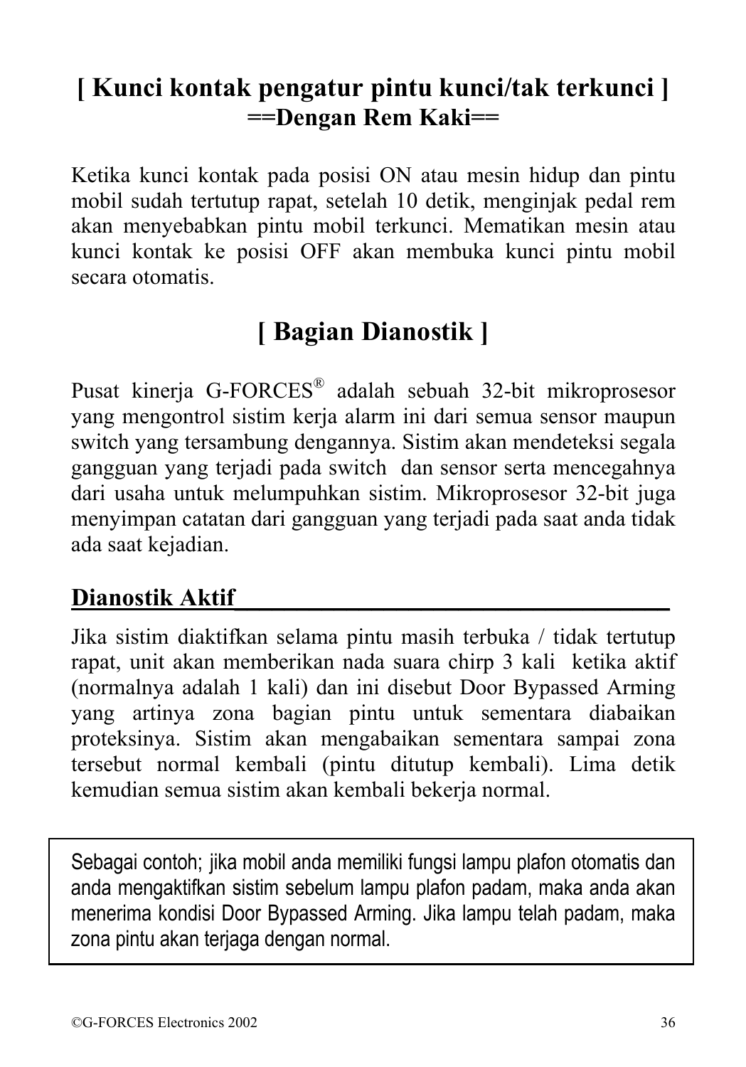# [ Kunci kontak pengatur pintu kunci/tak terkunci ]

## ==Dengan Rem Kaki==

Ketika kunci kontak pada posisi ON atau mesin hidup dan pintu mobil sudah tertutup rapat, setelah 10 detik, menginjak pedal rem akan menyebabkan pintu mobil terkunci. Mematikan mesin atau kunci kontak ke posisi OFF akan membuka kunci pintu mobil secara otomatis.

# [ Bagian Dianostik ]

Pusat kinerja G-FORCES® adalah sebuah 32-bit mikroprosesor yang mengontrol sistim kerja alarm ini dari semua sensor maupun switch yang tersambung dengannya. Sistim akan mendeteksi segala gangguan yang terjadi pada switch dan sensor serta mencegahnya dari usaha untuk melumpuhkan sistim. Mikroprosesor 32-bit juga menyimpan catatan dari gangguan yang terjadi pada saat anda tidak ada saat kejadian.

## Dianostik Aktif

Jika sistim diaktifkan selama pintu masih terbuka / tidak tertutup rapat, unit akan memberikan nada suara chirp 3 kali ketika aktif (normalnya adalah 1 kali) dan ini disebut Door Bypassed Arming yang artinya zona bagian pintu untuk sementara diabaikan proteksinya. Sistim akan mengabaikan sementara sampai zona tersebut normal kembali (pintu ditutup kembali). Lima detik kemudian semua sistim akan kembali bekerja normal.

> Sebagai contoh; jika mobil anda memiliki fungsi lampu plafon otomatis dan anda mengaktifkan sistim sebelum lampu plafon padam, maka anda akan menerima kondisi Door Bypassed Arming. Jika lampu telah padam, maka zona pintu akan terjaga dengan normal.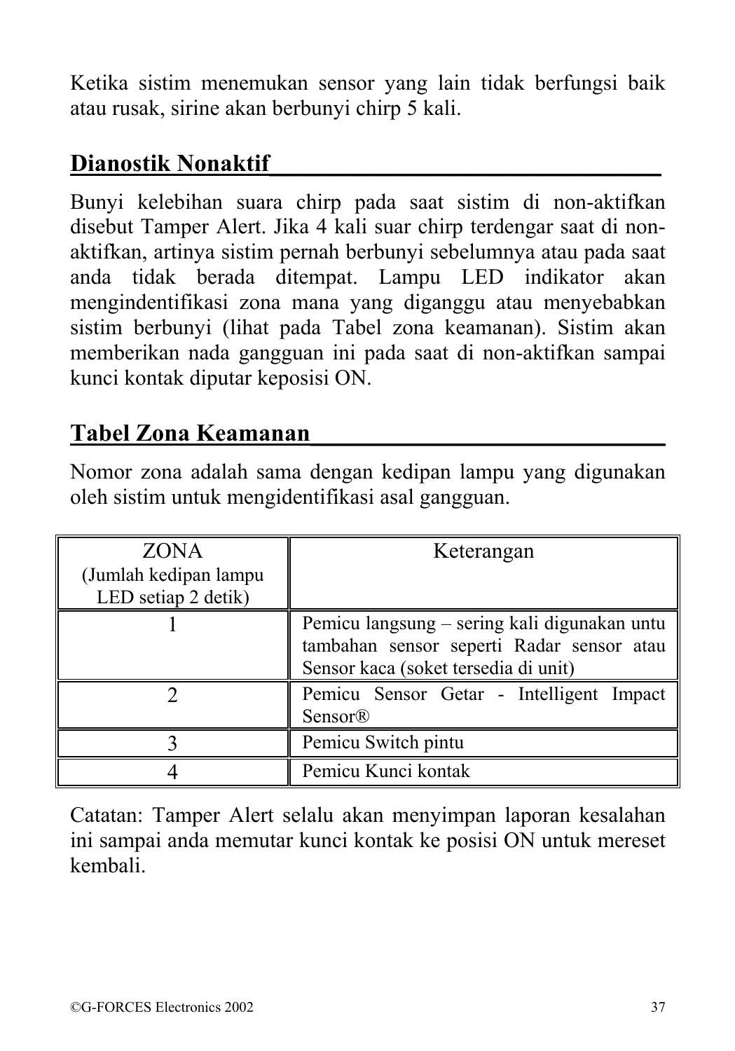Ketika sistim menemukan sensor yang lain tidak berfungsi baik atau rusak, sirine akan berbunyi chirp 5 kali.

## Dianostik Nonaktif

Bunyi kelebihan suara chirp pada saat sistim di non-aktifkan disebut Tamper Alert. Jika 4 kali suar chirp terdengar saat di non-aktifkan, artinya sistim pernah berbunyi sebelumnya atau pada saat anda tidak berada ditempat. Lampu LED indikator akan mengindentifikasi zona mana yang diganggu atau menyebabkan sistim berbunyi (lihat pada Tabel zona keamanan). Sistim akan memberikan nada gangguan ini pada saat di non-aktifkan sampai kunci kontak diputar keposisi ON.

## Tabel Zona Keamanan

Nomor zona adalah sama dengan kedipan lampu yang digunakan oleh sistim untuk mengidentifikasi asal gangguan.

| ZONA (Jumlah kedipan lampu LED setiap 2 detik) | Keterangan |
|---|---|
| 1 | Pemicu langsung – sering kali digunakan untu tambahan sensor seperti Radar sensor atau Sensor kaca (soket tersedia di unit) |
| 2 | Pemicu Sensor Getar - Intelligent Impact Sensor® |
| 3 | Pemicu Switch pintu |
| 4 | Pemicu Kunci kontak |

Catatan: Tamper Alert selalu akan menyimpan laporan kesalahan ini sampai anda memutar kunci kontak ke posisi ON untuk mereset kembali.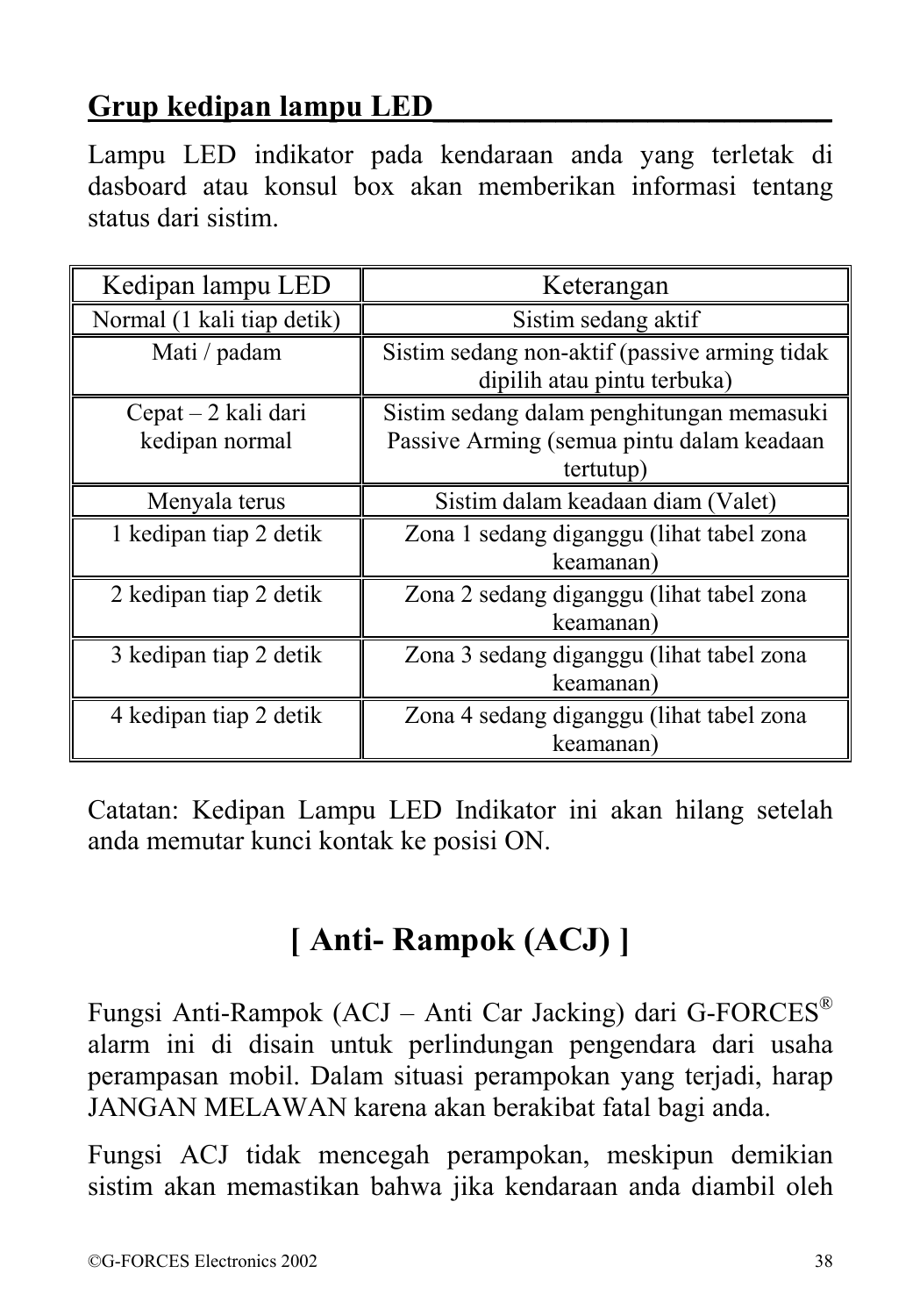## Grup kedipan lampu LED

Lampu LED indikator pada kendaraan anda yang terletak di dasboard atau konsul box akan memberikan informasi tentang status dari sistim.

| Kedipan lampu LED | Keterangan |
|---|---|
| Normal (1 kali tiap detik) | Sistim sedang aktif |
| Mati / padam | Sistim sedang non-aktif (passive arming tidak dipilih atau pintu terbuka) |
| Cepat – 2 kali dari kedipan normal | Sistim sedang dalam penghitungan memasuki Passive Arming (semua pintu dalam keadaan tertutup) |
| Menyala terus | Sistim dalam keadaan diam (Valet) |
| 1 kedipan tiap 2 detik | Zona 1 sedang diganggu (lihat tabel zona keamanan) |
| 2 kedipan tiap 2 detik | Zona 2 sedang diganggu (lihat tabel zona keamanan) |
| 3 kedipan tiap 2 detik | Zona 3 sedang diganggu (lihat tabel zona keamanan) |
| 4 kedipan tiap 2 detik | Zona 4 sedang diganggu (lihat tabel zona keamanan) |

Catatan: Kedipan Lampu LED Indikator ini akan hilang setelah anda memutar kunci kontak ke posisi ON.

# [ Anti- Rampok (ACJ) ]

Fungsi Anti-Rampok (ACJ – Anti Car Jacking) dari G-FORCES® alarm ini di disain untuk perlindungan pengendara dari usaha perampasan mobil. Dalam situasi perampokan yang terjadi, harap JANGAN MELAWAN karena akan berakibat fatal bagi anda.

Fungsi ACJ tidak mencegah perampokan, meskipun demikian sistim akan memastikan bahwa jika kendaraan anda diambil oleh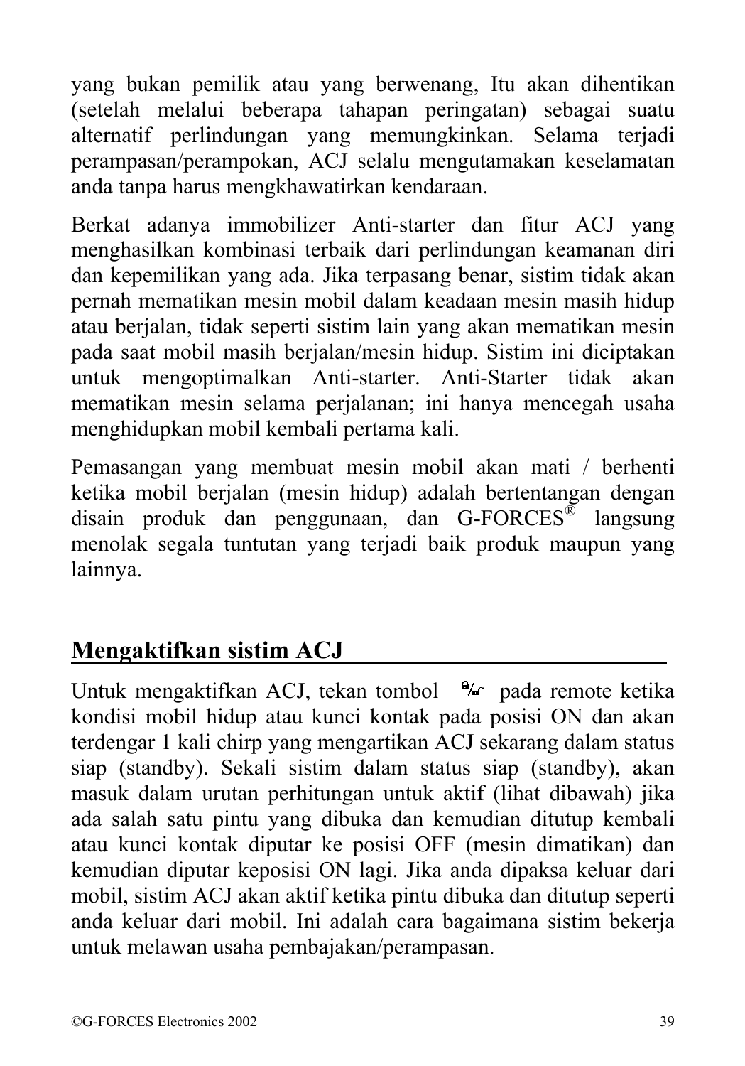yang bukan pemilik atau yang berwenang, Itu akan dihentikan (setelah melalui beberapa tahapan peringatan) sebagai suatu alternatif perlindungan yang memungkinkan. Selama terjadi perampasan/perampokan, ACJ selalu mengutamakan keselamatan anda tanpa harus mengkhawatirkan kendaraan.

Berkat adanya immobilizer Anti-starter dan fitur ACJ yang menghasilkan kombinasi terbaik dari perlindungan keamanan diri dan kepemilikan yang ada. Jika terpasang benar, sistim tidak akan pernah mematikan mesin mobil dalam keadaan mesin masih hidup atau berjalan, tidak seperti sistim lain yang akan mematikan mesin pada saat mobil masih berjalan/mesin hidup. Sistim ini diciptakan untuk mengoptimalkan Anti-starter. Anti-Starter tidak akan mematikan mesin selama perjalanan; ini hanya mencegah usaha menghidupkan mobil kembali pertama kali.

Pemasangan yang membuat mesin mobil akan mati / berhenti ketika mobil berjalan (mesin hidup) adalah bertentangan dengan disain produk dan penggunaan, dan G-FORCES® langsung menolak segala tuntutan yang terjadi baik produk maupun yang lainnya.

## Mengaktifkan sistim ACJ

Untuk mengaktifkan ACJ, tekan tombol 🔒/🔓 pada remote ketika kondisi mobil hidup atau kunci kontak pada posisi ON dan akan terdengar 1 kali chirp yang mengartikan ACJ sekarang dalam status siap (standby). Sekali sistim dalam status siap (standby), akan masuk dalam urutan perhitungan untuk aktif (lihat dibawah) jika ada salah satu pintu yang dibuka dan kemudian ditutup kembali atau kunci kontak diputar ke posisi OFF (mesin dimatikan) dan kemudian diputar keposisi ON lagi. Jika anda dipaksa keluar dari mobil, sistim ACJ akan aktif ketika pintu dibuka dan ditutup seperti anda keluar dari mobil. Ini adalah cara bagaimana sistim bekerja untuk melawan usaha pembajakan/perampasan.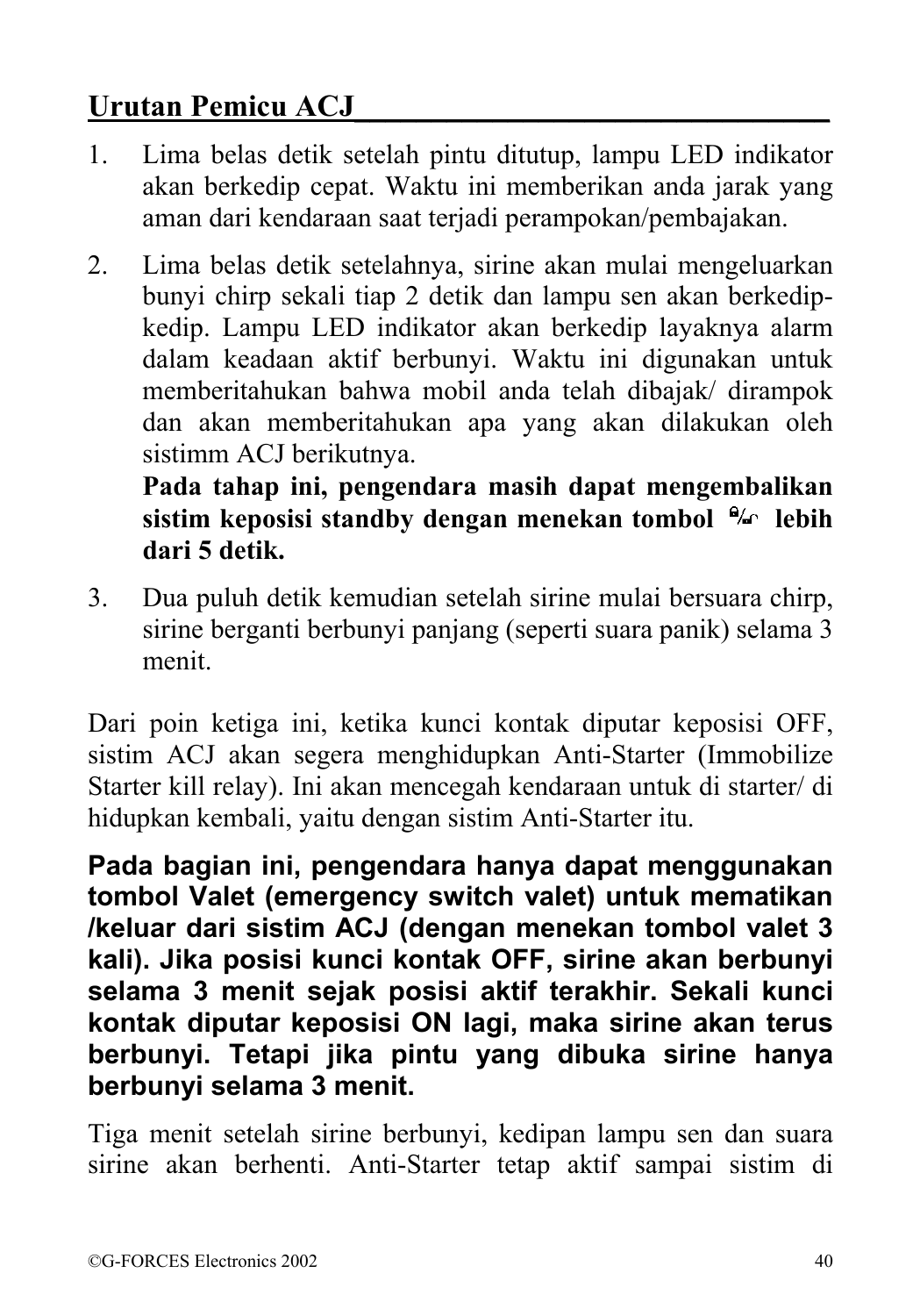## Urutan Pemicu ACJ

1. Lima belas detik setelah pintu ditutup, lampu LED indikator akan berkedip cepat. Waktu ini memberikan anda jarak yang aman dari kendaraan saat terjadi perampokan/pembajakan.

2. Lima belas detik setelahnya, sirine akan mulai mengeluarkan bunyi chirp sekali tiap 2 detik dan lampu sen akan berkedip-kedip. Lampu LED indikator akan berkedip layaknya alarm dalam keadaan aktif berbunyi. Waktu ini digunakan untuk memberitahukan bahwa mobil anda telah dibajak/ dirampok dan akan memberitahukan apa yang akan dilakukan oleh sistimm ACJ berikutnya.
   **Pada tahap ini, pengendara masih dapat mengembalikan sistim keposisi standby dengan menekan tombol 🔒/🔓 lebih dari 5 detik.**

3. Dua puluh detik kemudian setelah sirine mulai bersuara chirp, sirine berganti berbunyi panjang (seperti suara panik) selama 3 menit.

Dari poin ketiga ini, ketika kunci kontak diputar keposisi OFF, sistim ACJ akan segera menghidupkan Anti-Starter (Immobilize Starter kill relay). Ini akan mencegah kendaraan untuk di starter/ di hidupkan kembali, yaitu dengan sistim Anti-Starter itu.

**Pada bagian ini, pengendara hanya dapat menggunakan tombol Valet (emergency switch valet) untuk mematikan /keluar dari sistim ACJ (dengan menekan tombol valet 3 kali). Jika posisi kunci kontak OFF, sirine akan berbunyi selama 3 menit sejak posisi aktif terakhir. Sekali kunci kontak diputar keposisi ON lagi, maka sirine akan terus berbunyi. Tetapi jika pintu yang dibuka sirine hanya berbunyi selama 3 menit.**

Tiga menit setelah sirine berbunyi, kedipan lampu sen dan suara sirine akan berhenti. Anti-Starter tetap aktif sampai sistim di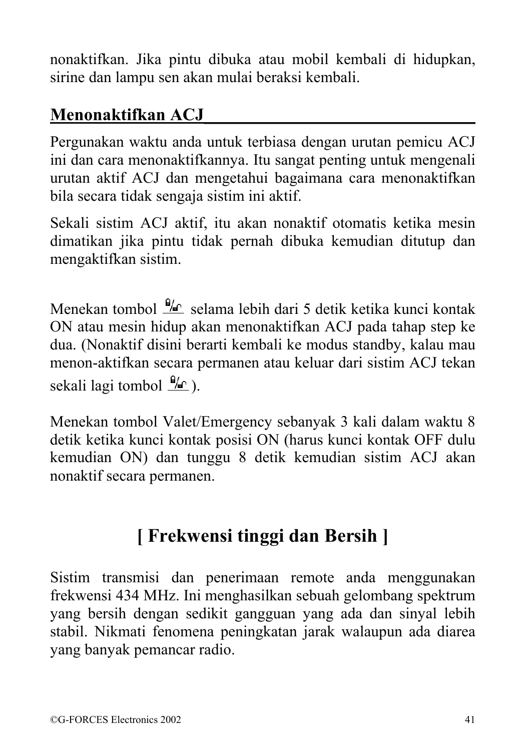nonaktifkan. Jika pintu dibuka atau mobil kembali di hidupkan, sirine dan lampu sen akan mulai beraksi kembali.

## Menonaktifkan ACJ

Pergunakan waktu anda untuk terbiasa dengan urutan pemicu ACJ ini dan cara menonaktifkannya. Itu sangat penting untuk mengenali urutan aktif ACJ dan mengetahui bagaimana cara menonaktifkan bila secara tidak sengaja sistim ini aktif.

Sekali sistim ACJ aktif, itu akan nonaktif otomatis ketika mesin dimatikan jika pintu tidak pernah dibuka kemudian ditutup dan mengaktifkan sistim.

Menekan tombol 🔒/🔓 selama lebih dari 5 detik ketika kunci kontak ON atau mesin hidup akan menonaktifkan ACJ pada tahap step ke dua. (Nonaktif disini berarti kembali ke modus standby, kalau mau menon-aktifkan secara permanen atau keluar dari sistim ACJ tekan sekali lagi tombol 🔒/🔓).

Menekan tombol Valet/Emergency sebanyak 3 kali dalam waktu 8 detik ketika kunci kontak posisi ON (harus kunci kontak OFF dulu kemudian ON) dan tunggu 8 detik kemudian sistim ACJ akan nonaktif secara permanen.

# [ Frekwensi tinggi dan Bersih ]

Sistim transmisi dan penerimaan remote anda menggunakan frekwensi 434 MHz. Ini menghasilkan sebuah gelombang spektrum yang bersih dengan sedikit gangguan yang ada dan sinyal lebih stabil. Nikmati fenomena peningkatan jarak walaupun ada diarea yang banyak pemancar radio.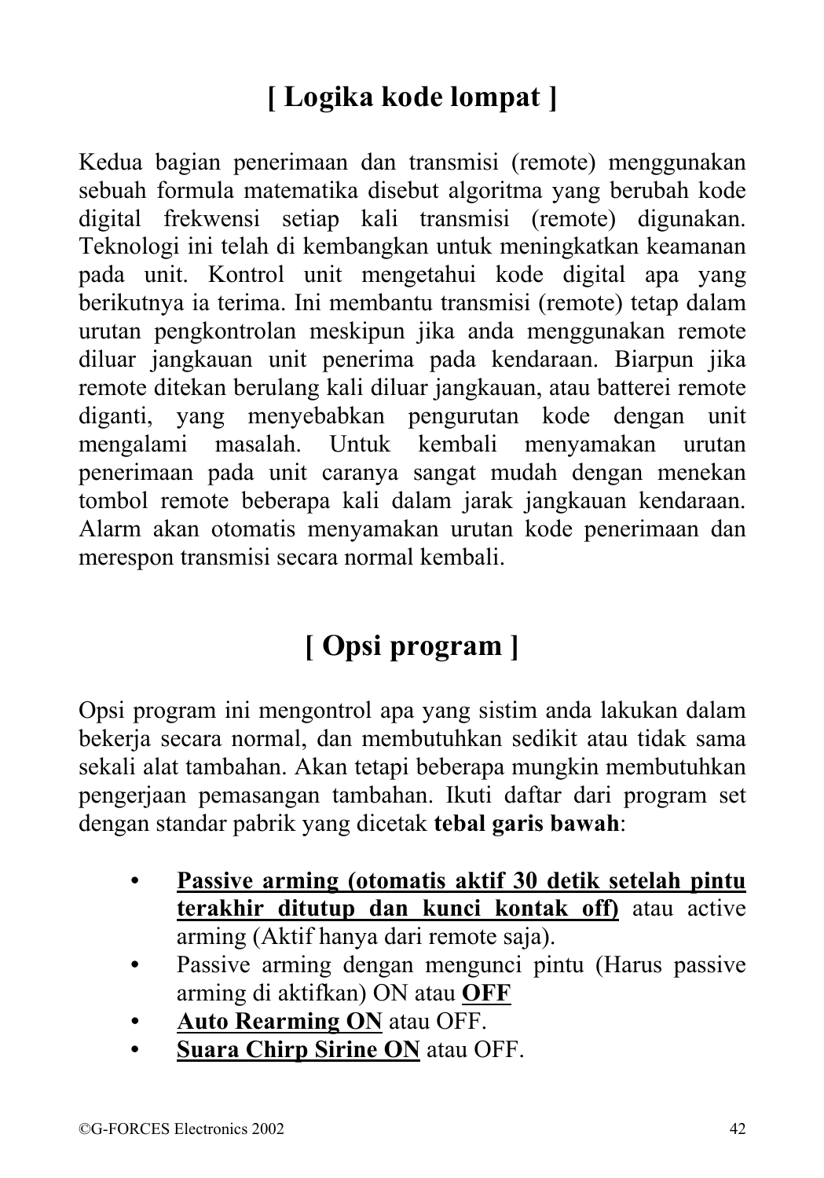# [ Logika kode lompat ]

Kedua bagian penerimaan dan transmisi (remote) menggunakan sebuah formula matematika disebut algoritma yang berubah kode digital frekwensi setiap kali transmisi (remote) digunakan. Teknologi ini telah di kembangkan untuk meningkatkan keamanan pada unit. Kontrol unit mengetahui kode digital apa yang berikutnya ia terima. Ini membantu transmisi (remote) tetap dalam urutan pengkontrolan meskipun jika anda menggunakan remote diluar jangkauan unit penerima pada kendaraan. Biarpun jika remote ditekan berulang kali diluar jangkauan, atau batterei remote diganti, yang menyebabkan pengurutan kode dengan unit mengalami masalah. Untuk kembali menyamakan urutan penerimaan pada unit caranya sangat mudah dengan menekan tombol remote beberapa kali dalam jarak jangkauan kendaraan. Alarm akan otomatis menyamakan urutan kode penerimaan dan merespon transmisi secara normal kembali.

# [ Opsi program ]

Opsi program ini mengontrol apa yang sistim anda lakukan dalam bekerja secara normal, dan membutuhkan sedikit atau tidak sama sekali alat tambahan. Akan tetapi beberapa mungkin membutuhkan pengerjaan pemasangan tambahan. Ikuti daftar dari program set dengan standar pabrik yang dicetak **tebal garis bawah**:

- <u>**Passive arming (otomatis aktif 30 detik setelah pintu terakhir ditutup dan kunci kontak off)**</u> atau active arming (Aktif hanya dari remote saja).
- Passive arming dengan mengunci pintu (Harus passive arming di aktifkan) ON atau <u>**OFF**</u>
- <u>**Auto Rearming ON**</u> atau OFF.
- <u>**Suara Chirp Sirine ON**</u> atau OFF.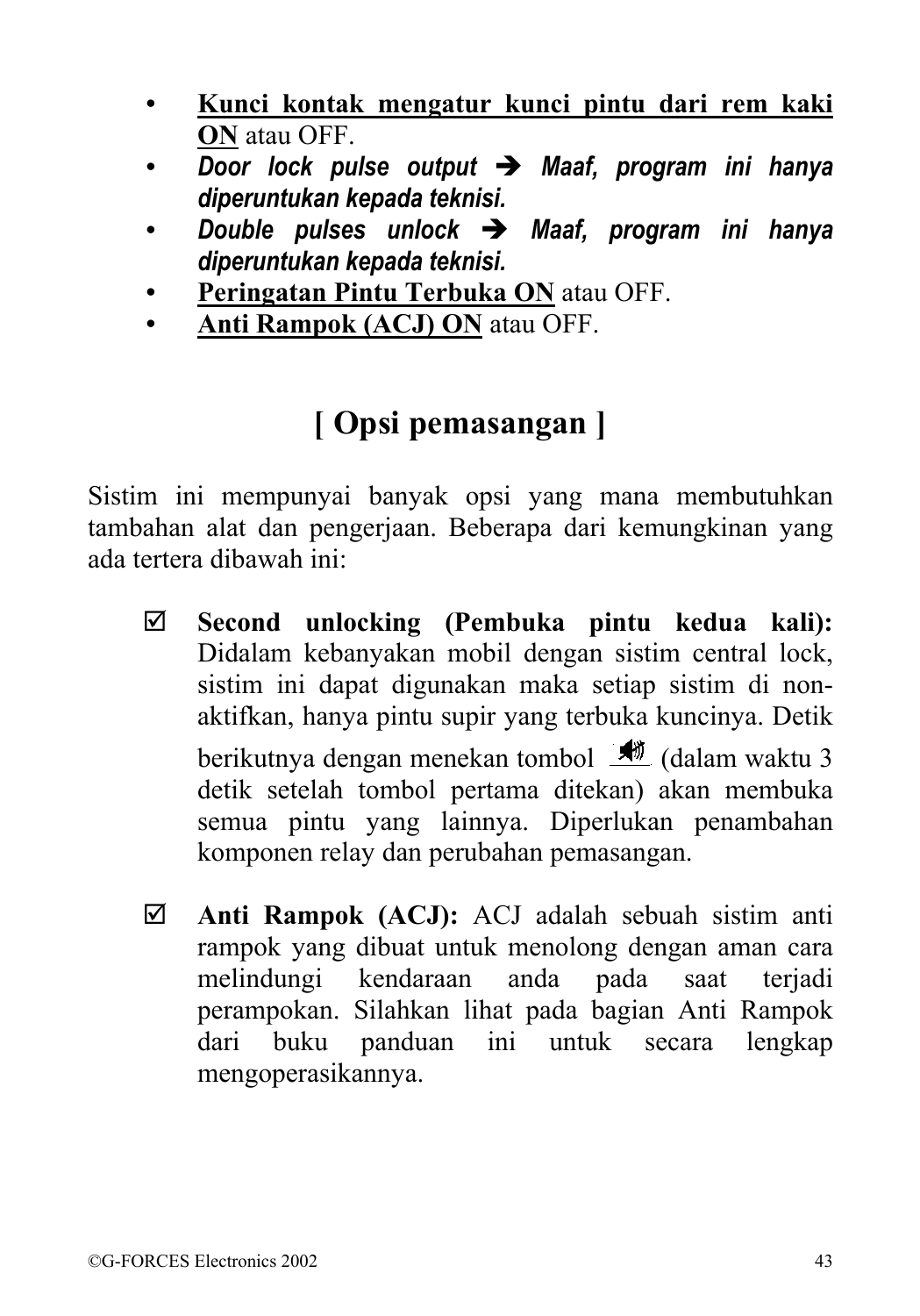- <u>**Kunci kontak mengatur kunci pintu dari rem kaki ON**</u> atau OFF.
- ***Door lock pulse output*** ➔ ***Maaf, program ini hanya diperuntukan kepada teknisi.***
- ***Double pulses unlock*** ➔ ***Maaf, program ini hanya diperuntukan kepada teknisi.***
- <u>**Peringatan Pintu Terbuka ON**</u> atau OFF.
- <u>**Anti Rampok (ACJ) ON**</u> atau OFF.

## [ Opsi pemasangan ]

Sistim ini mempunyai banyak opsi yang mana membutuhkan tambahan alat dan pengerjaan. Beberapa dari kemungkinan yang ada tertera dibawah ini:

- ☑ **Second unlocking (Pembuka pintu kedua kali):** Didalam kebanyakan mobil dengan sistim central lock, sistim ini dapat digunakan maka setiap sistim di non-aktifkan, hanya pintu supir yang terbuka kuncinya. Detik berikutnya dengan menekan tombol 🔊 (dalam waktu 3 detik setelah tombol pertama ditekan) akan membuka semua pintu yang lainnya. Diperlukan penambahan komponen relay dan perubahan pemasangan.

- ☑ **Anti Rampok (ACJ):** ACJ adalah sebuah sistim anti rampok yang dibuat untuk menolong dengan aman cara melindungi kendaraan anda pada saat terjadi perampokan. Silahkan lihat pada bagian Anti Rampok dari buku panduan ini untuk secara lengkap mengoperasikannya.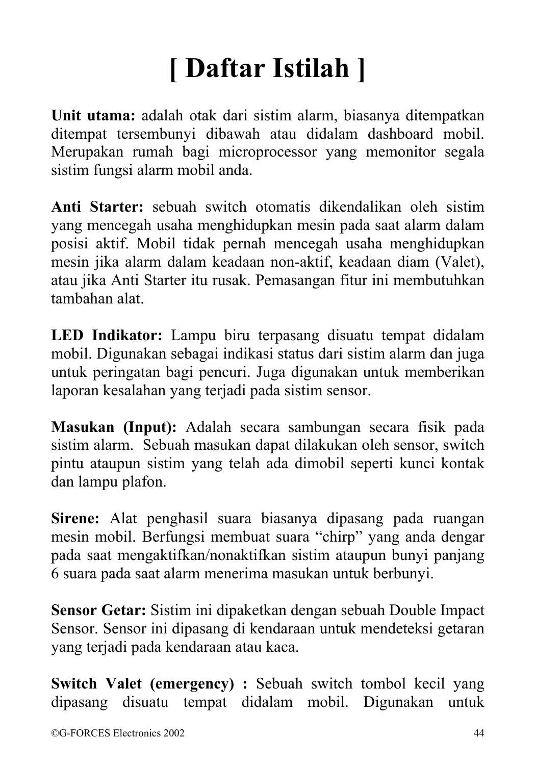# [ Daftar Istilah ]

**Unit utama:** adalah otak dari sistim alarm, biasanya ditempatkan ditempat tersembunyi dibawah atau didalam dashboard mobil. Merupakan rumah bagi microprocessor yang memonitor segala sistim fungsi alarm mobil anda.

**Anti Starter:** sebuah switch otomatis dikendalikan oleh sistim yang mencegah usaha menghidupkan mesin pada saat alarm dalam posisi aktif. Mobil tidak pernah mencegah usaha menghidupkan mesin jika alarm dalam keadaan non-aktif, keadaan diam (Valet), atau jika Anti Starter itu rusak. Pemasangan fitur ini membutuhkan tambahan alat.

**LED Indikator:** Lampu biru terpasang disuatu tempat didalam mobil. Digunakan sebagai indikasi status dari sistim alarm dan juga untuk peringatan bagi pencuri. Juga digunakan untuk memberikan laporan kesalahan yang terjadi pada sistim sensor.

**Masukan (Input):** Adalah secara sambungan secara fisik pada sistim alarm. Sebuah masukan dapat dilakukan oleh sensor, switch pintu ataupun sistim yang telah ada dimobil seperti kunci kontak dan lampu plafon.

**Sirene:** Alat penghasil suara biasanya dipasang pada ruangan mesin mobil. Berfungsi membuat suara "chirp" yang anda dengar pada saat mengaktifkan/nonaktifkan sistim ataupun bunyi panjang 6 suara pada saat alarm menerima masukan untuk berbunyi.

**Sensor Getar:** Sistim ini dipaketkan dengan sebuah Double Impact Sensor. Sensor ini dipasang di kendaraan untuk mendeteksi getaran yang terjadi pada kendaraan atau kaca.

**Switch Valet (emergency) :** Sebuah switch tombol kecil yang dipasang disuatu tempat didalam mobil. Digunakan untuk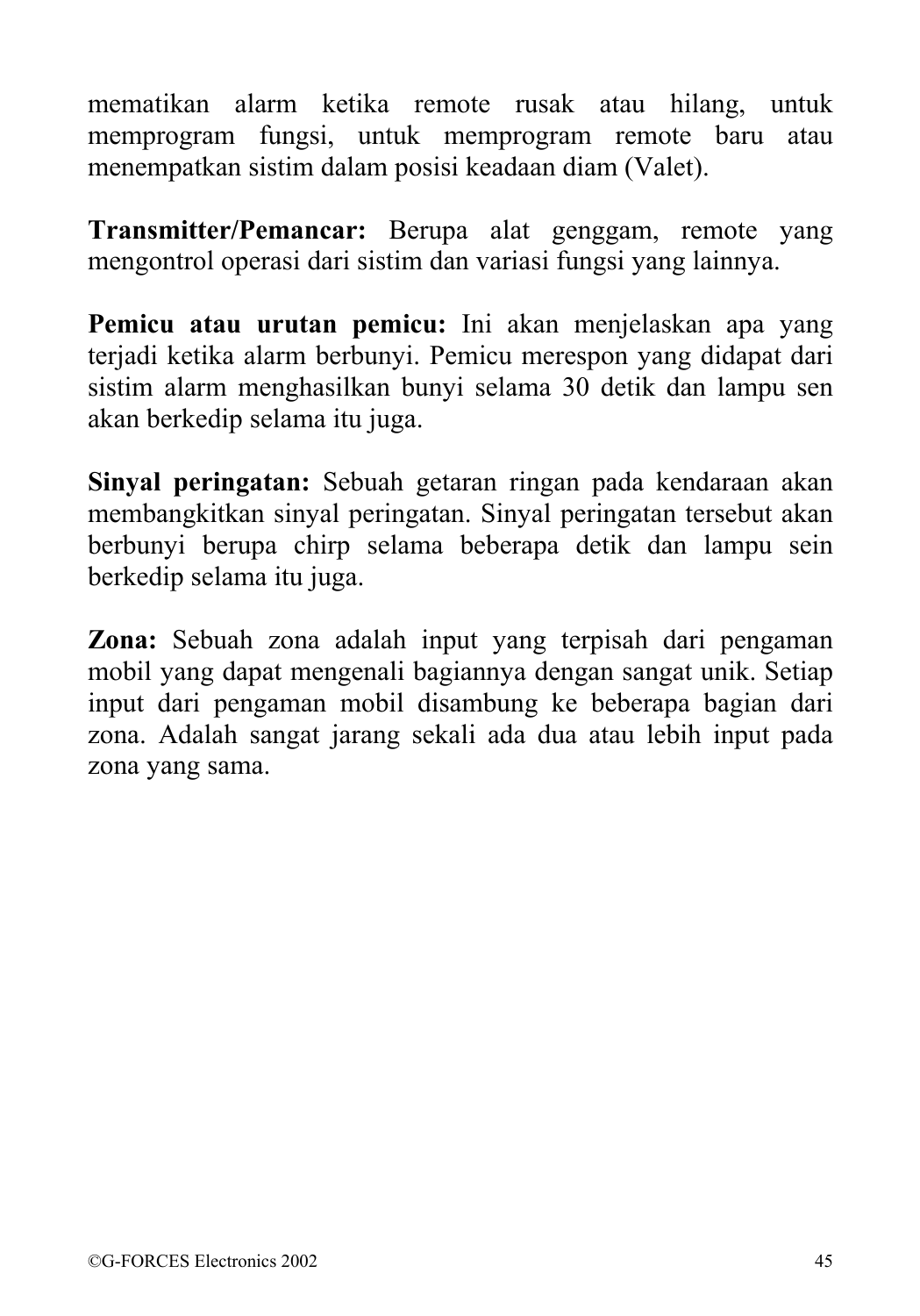mematikan alarm ketika remote rusak atau hilang, untuk memprogram fungsi, untuk memprogram remote baru atau menempatkan sistim dalam posisi keadaan diam (Valet).

**Transmitter/Pemancar:** Berupa alat genggam, remote yang mengontrol operasi dari sistim dan variasi fungsi yang lainnya.

**Pemicu atau urutan pemicu:** Ini akan menjelaskan apa yang terjadi ketika alarm berbunyi. Pemicu merespon yang didapat dari sistim alarm menghasilkan bunyi selama 30 detik dan lampu sen akan berkedip selama itu juga.

**Sinyal peringatan:** Sebuah getaran ringan pada kendaraan akan membangkitkan sinyal peringatan. Sinyal peringatan tersebut akan berbunyi berupa chirp selama beberapa detik dan lampu sein berkedip selama itu juga.

**Zona:** Sebuah zona adalah input yang terpisah dari pengaman mobil yang dapat mengenali bagiannya dengan sangat unik. Setiap input dari pengaman mobil disambung ke beberapa bagian dari zona. Adalah sangat jarang sekali ada dua atau lebih input pada zona yang sama.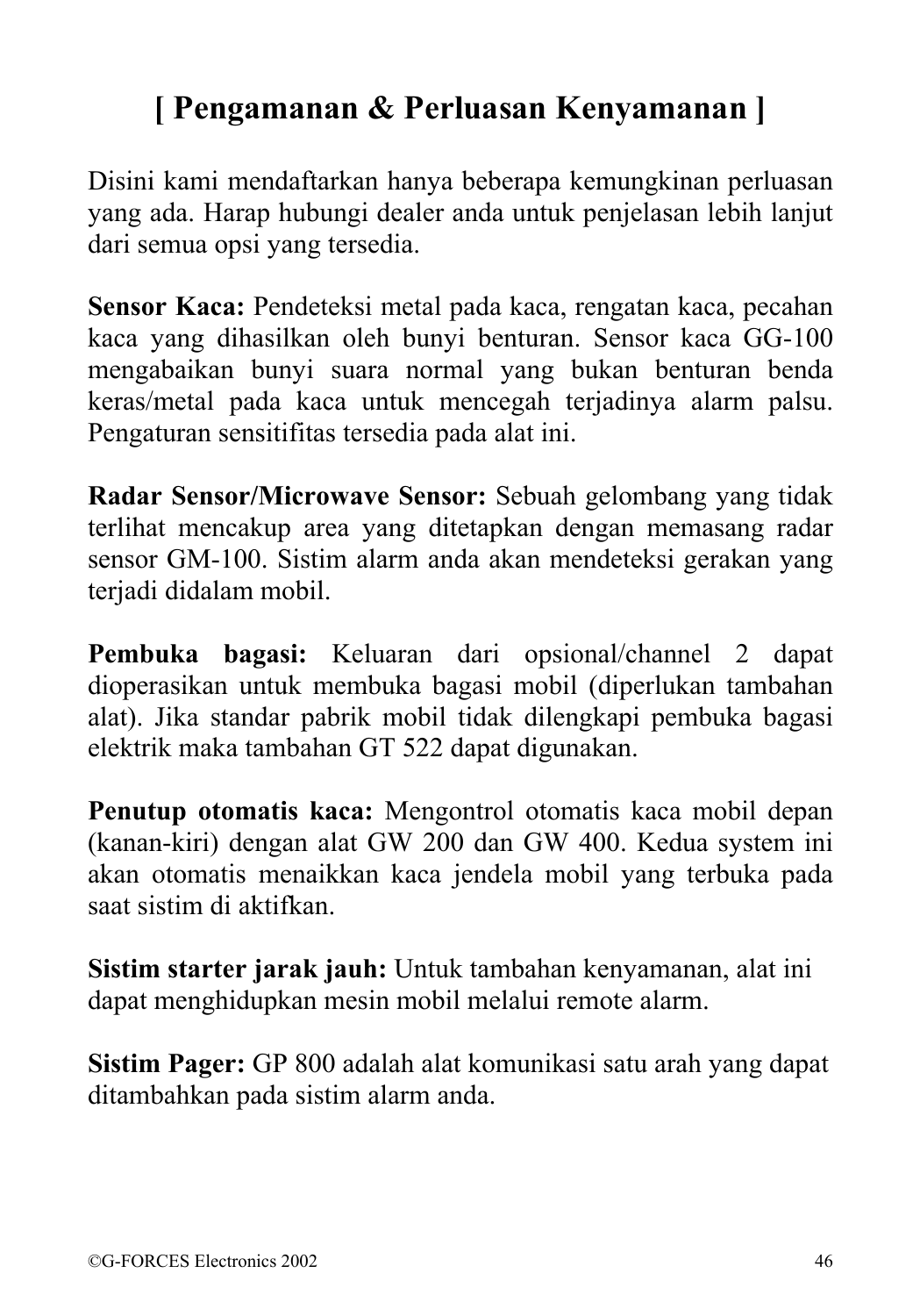# [ Pengamanan & Perluasan Kenyamanan ]

Disini kami mendaftarkan hanya beberapa kemungkinan perluasan yang ada. Harap hubungi dealer anda untuk penjelasan lebih lanjut dari semua opsi yang tersedia.

**Sensor Kaca:** Pendeteksi metal pada kaca, rengatan kaca, pecahan kaca yang dihasilkan oleh bunyi benturan. Sensor kaca GG-100 mengabaikan bunyi suara normal yang bukan benturan benda keras/metal pada kaca untuk mencegah terjadinya alarm palsu. Pengaturan sensitifitas tersedia pada alat ini.

**Radar Sensor/Microwave Sensor:** Sebuah gelombang yang tidak terlihat mencakup area yang ditetapkan dengan memasang radar sensor GM-100. Sistim alarm anda akan mendeteksi gerakan yang terjadi didalam mobil.

**Pembuka bagasi:** Keluaran dari opsional/channel 2 dapat dioperasikan untuk membuka bagasi mobil (diperlukan tambahan alat). Jika standar pabrik mobil tidak dilengkapi pembuka bagasi elektrik maka tambahan GT 522 dapat digunakan.

**Penutup otomatis kaca:** Mengontrol otomatis kaca mobil depan (kanan-kiri) dengan alat GW 200 dan GW 400. Kedua system ini akan otomatis menaikkan kaca jendela mobil yang terbuka pada saat sistim di aktifkan.

**Sistim starter jarak jauh:** Untuk tambahan kenyamanan, alat ini dapat menghidupkan mesin mobil melalui remote alarm.

**Sistim Pager:** GP 800 adalah alat komunikasi satu arah yang dapat ditambahkan pada sistim alarm anda.

©G-FORCES Electronics 2002